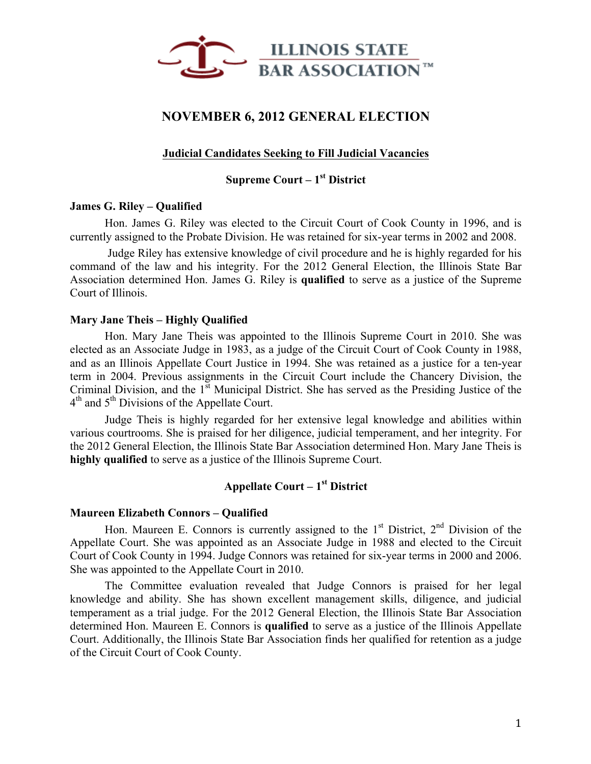ILLINOIS STATE BAR ASSOCIATION™

# NOVEMBER 6, 2012 GENERAL ELECTION

## Judicial Candidates Seeking to Fill Judicial Vacancies

### Supreme Court – 1st District

**James G. Riley – Qualified**

Hon. James G. Riley was elected to the Circuit Court of Cook County in 1996, and is currently assigned to the Probate Division. He was retained for six-year terms in 2002 and 2008.

Judge Riley has extensive knowledge of civil procedure and he is highly regarded for his command of the law and his integrity. For the 2012 General Election, the Illinois State Bar Association determined Hon. James G. Riley is **qualified** to serve as a justice of the Supreme Court of Illinois.

**Mary Jane Theis – Highly Qualified**

Hon. Mary Jane Theis was appointed to the Illinois Supreme Court in 2010. She was elected as an Associate Judge in 1983, as a judge of the Circuit Court of Cook County in 1988, and as an Illinois Appellate Court Justice in 1994. She was retained as a justice for a ten-year term in 2004. Previous assignments in the Circuit Court include the Chancery Division, the Criminal Division, and the 1st Municipal District. She has served as the Presiding Justice of the 4th and 5th Divisions of the Appellate Court.

Judge Theis is highly regarded for her extensive legal knowledge and abilities within various courtrooms. She is praised for her diligence, judicial temperament, and her integrity. For the 2012 General Election, the Illinois State Bar Association determined Hon. Mary Jane Theis is **highly qualified** to serve as a justice of the Illinois Supreme Court.

### Appellate Court – 1st District

**Maureen Elizabeth Connors – Qualified**

Hon. Maureen E. Connors is currently assigned to the 1st District, 2nd Division of the Appellate Court. She was appointed as an Associate Judge in 1988 and elected to the Circuit Court of Cook County in 1994. Judge Connors was retained for six-year terms in 2000 and 2006. She was appointed to the Appellate Court in 2010.

The Committee evaluation revealed that Judge Connors is praised for her legal knowledge and ability. She has shown excellent management skills, diligence, and judicial temperament as a trial judge. For the 2012 General Election, the Illinois State Bar Association determined Hon. Maureen E. Connors is **qualified** to serve as a justice of the Illinois Appellate Court. Additionally, the Illinois State Bar Association finds her qualified for retention as a judge of the Circuit Court of Cook County.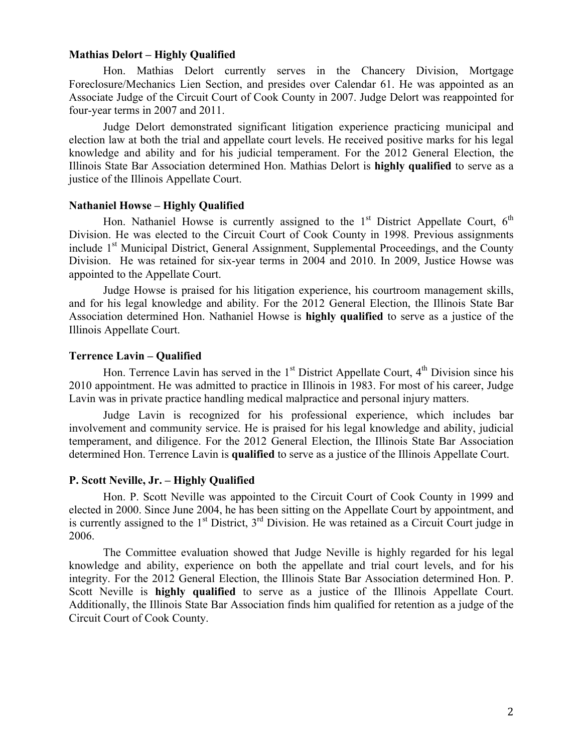**Mathias Delort – Highly Qualified**

Hon. Mathias Delort currently serves in the Chancery Division, Mortgage Foreclosure/Mechanics Lien Section, and presides over Calendar 61. He was appointed as an Associate Judge of the Circuit Court of Cook County in 2007. Judge Delort was reappointed for four-year terms in 2007 and 2011.

Judge Delort demonstrated significant litigation experience practicing municipal and election law at both the trial and appellate court levels. He received positive marks for his legal knowledge and ability and for his judicial temperament. For the 2012 General Election, the Illinois State Bar Association determined Hon. Mathias Delort is **highly qualified** to serve as a justice of the Illinois Appellate Court.

**Nathaniel Howse – Highly Qualified**

Hon. Nathaniel Howse is currently assigned to the 1st District Appellate Court, 6th Division. He was elected to the Circuit Court of Cook County in 1998. Previous assignments include 1st Municipal District, General Assignment, Supplemental Proceedings, and the County Division. He was retained for six-year terms in 2004 and 2010. In 2009, Justice Howse was appointed to the Appellate Court.

Judge Howse is praised for his litigation experience, his courtroom management skills, and for his legal knowledge and ability. For the 2012 General Election, the Illinois State Bar Association determined Hon. Nathaniel Howse is **highly qualified** to serve as a justice of the Illinois Appellate Court.

**Terrence Lavin – Qualified**

Hon. Terrence Lavin has served in the 1st District Appellate Court, 4th Division since his 2010 appointment. He was admitted to practice in Illinois in 1983. For most of his career, Judge Lavin was in private practice handling medical malpractice and personal injury matters.

Judge Lavin is recognized for his professional experience, which includes bar involvement and community service. He is praised for his legal knowledge and ability, judicial temperament, and diligence. For the 2012 General Election, the Illinois State Bar Association determined Hon. Terrence Lavin is **qualified** to serve as a justice of the Illinois Appellate Court.

**P. Scott Neville, Jr. – Highly Qualified**

Hon. P. Scott Neville was appointed to the Circuit Court of Cook County in 1999 and elected in 2000. Since June 2004, he has been sitting on the Appellate Court by appointment, and is currently assigned to the 1st District, 3rd Division. He was retained as a Circuit Court judge in 2006.

The Committee evaluation showed that Judge Neville is highly regarded for his legal knowledge and ability, experience on both the appellate and trial court levels, and for his integrity. For the 2012 General Election, the Illinois State Bar Association determined Hon. P. Scott Neville is **highly qualified** to serve as a justice of the Illinois Appellate Court. Additionally, the Illinois State Bar Association finds him qualified for retention as a judge of the Circuit Court of Cook County.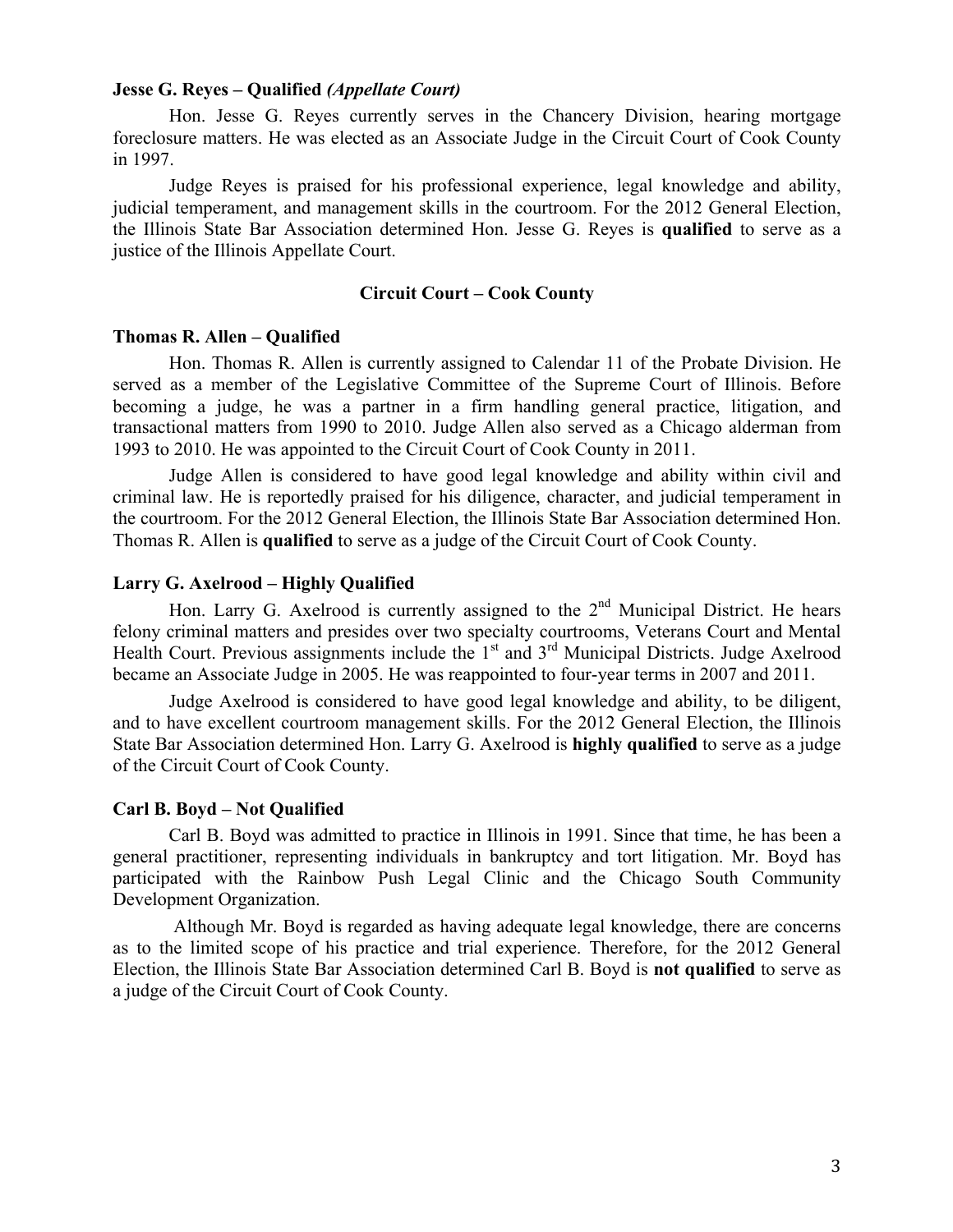**Jesse G. Reyes – Qualified *(Appellate Court)***

Hon. Jesse G. Reyes currently serves in the Chancery Division, hearing mortgage foreclosure matters. He was elected as an Associate Judge in the Circuit Court of Cook County in 1997.

Judge Reyes is praised for his professional experience, legal knowledge and ability, judicial temperament, and management skills in the courtroom. For the 2012 General Election, the Illinois State Bar Association determined Hon. Jesse G. Reyes is **qualified** to serve as a justice of the Illinois Appellate Court.

## Circuit Court – Cook County

**Thomas R. Allen – Qualified**

Hon. Thomas R. Allen is currently assigned to Calendar 11 of the Probate Division. He served as a member of the Legislative Committee of the Supreme Court of Illinois. Before becoming a judge, he was a partner in a firm handling general practice, litigation, and transactional matters from 1990 to 2010. Judge Allen also served as a Chicago alderman from 1993 to 2010. He was appointed to the Circuit Court of Cook County in 2011.

Judge Allen is considered to have good legal knowledge and ability within civil and criminal law. He is reportedly praised for his diligence, character, and judicial temperament in the courtroom. For the 2012 General Election, the Illinois State Bar Association determined Hon. Thomas R. Allen is **qualified** to serve as a judge of the Circuit Court of Cook County.

**Larry G. Axelrood – Highly Qualified**

Hon. Larry G. Axelrood is currently assigned to the 2nd Municipal District. He hears felony criminal matters and presides over two specialty courtrooms, Veterans Court and Mental Health Court. Previous assignments include the 1st and 3rd Municipal Districts. Judge Axelrood became an Associate Judge in 2005. He was reappointed to four-year terms in 2007 and 2011.

Judge Axelrood is considered to have good legal knowledge and ability, to be diligent, and to have excellent courtroom management skills. For the 2012 General Election, the Illinois State Bar Association determined Hon. Larry G. Axelrood is **highly qualified** to serve as a judge of the Circuit Court of Cook County.

**Carl B. Boyd – Not Qualified**

Carl B. Boyd was admitted to practice in Illinois in 1991. Since that time, he has been a general practitioner, representing individuals in bankruptcy and tort litigation. Mr. Boyd has participated with the Rainbow Push Legal Clinic and the Chicago South Community Development Organization.

Although Mr. Boyd is regarded as having adequate legal knowledge, there are concerns as to the limited scope of his practice and trial experience. Therefore, for the 2012 General Election, the Illinois State Bar Association determined Carl B. Boyd is **not qualified** to serve as a judge of the Circuit Court of Cook County.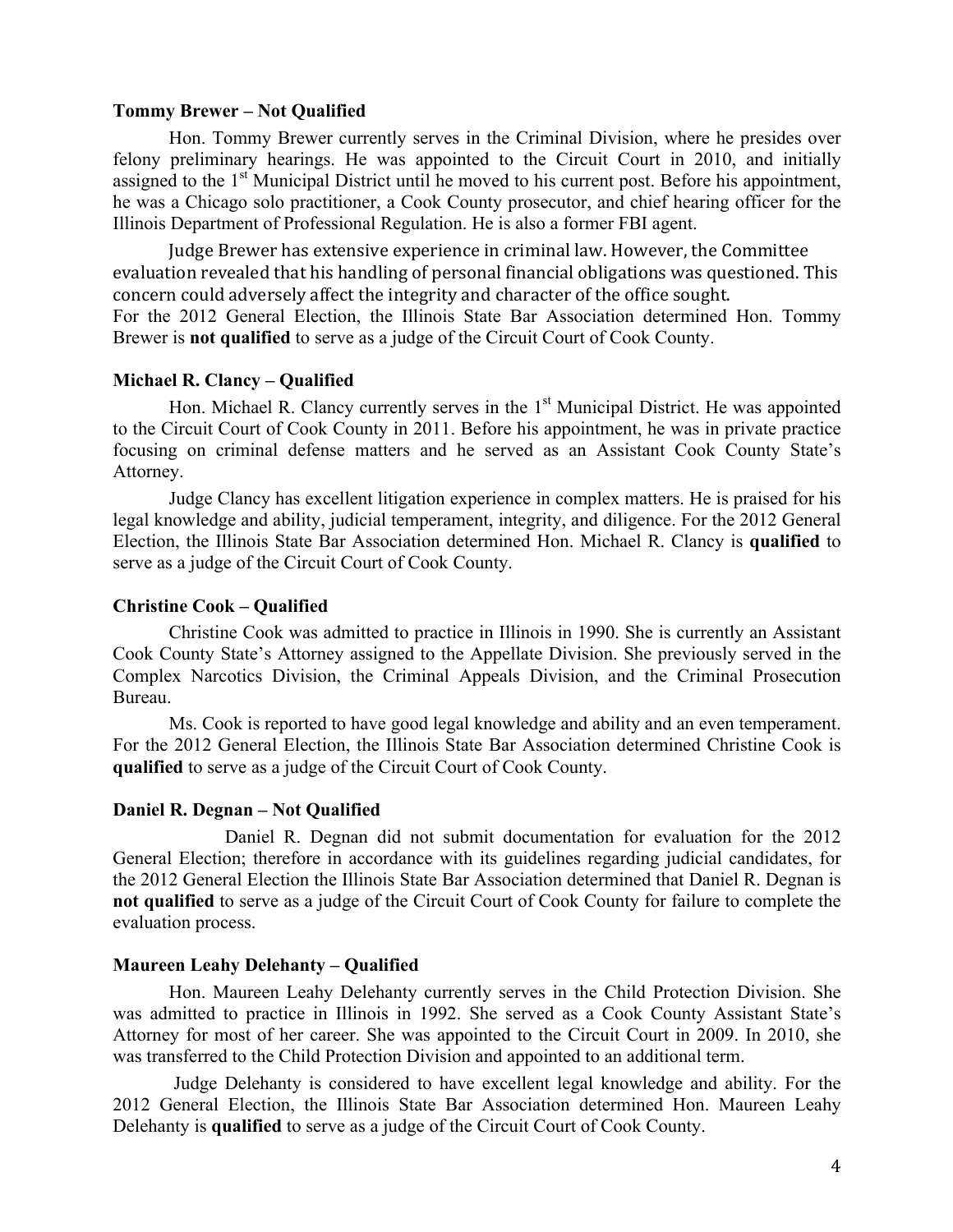**Tommy Brewer – Not Qualified**

Hon. Tommy Brewer currently serves in the Criminal Division, where he presides over felony preliminary hearings. He was appointed to the Circuit Court in 2010, and initially assigned to the 1st Municipal District until he moved to his current post. Before his appointment, he was a Chicago solo practitioner, a Cook County prosecutor, and chief hearing officer for the Illinois Department of Professional Regulation. He is also a former FBI agent.

Judge Brewer has extensive experience in criminal law. However, the Committee evaluation revealed that his handling of personal financial obligations was questioned. This concern could adversely affect the integrity and character of the office sought. For the 2012 General Election, the Illinois State Bar Association determined Hon. Tommy Brewer is **not qualified** to serve as a judge of the Circuit Court of Cook County.

**Michael R. Clancy – Qualified**

Hon. Michael R. Clancy currently serves in the 1st Municipal District. He was appointed to the Circuit Court of Cook County in 2011. Before his appointment, he was in private practice focusing on criminal defense matters and he served as an Assistant Cook County State's Attorney.

Judge Clancy has excellent litigation experience in complex matters. He is praised for his legal knowledge and ability, judicial temperament, integrity, and diligence. For the 2012 General Election, the Illinois State Bar Association determined Hon. Michael R. Clancy is **qualified** to serve as a judge of the Circuit Court of Cook County.

**Christine Cook – Qualified**

Christine Cook was admitted to practice in Illinois in 1990. She is currently an Assistant Cook County State's Attorney assigned to the Appellate Division. She previously served in the Complex Narcotics Division, the Criminal Appeals Division, and the Criminal Prosecution Bureau.

Ms. Cook is reported to have good legal knowledge and ability and an even temperament. For the 2012 General Election, the Illinois State Bar Association determined Christine Cook is **qualified** to serve as a judge of the Circuit Court of Cook County.

**Daniel R. Degnan – Not Qualified**

Daniel R. Degnan did not submit documentation for evaluation for the 2012 General Election; therefore in accordance with its guidelines regarding judicial candidates, for the 2012 General Election the Illinois State Bar Association determined that Daniel R. Degnan is **not qualified** to serve as a judge of the Circuit Court of Cook County for failure to complete the evaluation process.

**Maureen Leahy Delehanty – Qualified**

Hon. Maureen Leahy Delehanty currently serves in the Child Protection Division. She was admitted to practice in Illinois in 1992. She served as a Cook County Assistant State's Attorney for most of her career. She was appointed to the Circuit Court in 2009. In 2010, she was transferred to the Child Protection Division and appointed to an additional term.

Judge Delehanty is considered to have excellent legal knowledge and ability. For the 2012 General Election, the Illinois State Bar Association determined Hon. Maureen Leahy Delehanty is **qualified** to serve as a judge of the Circuit Court of Cook County.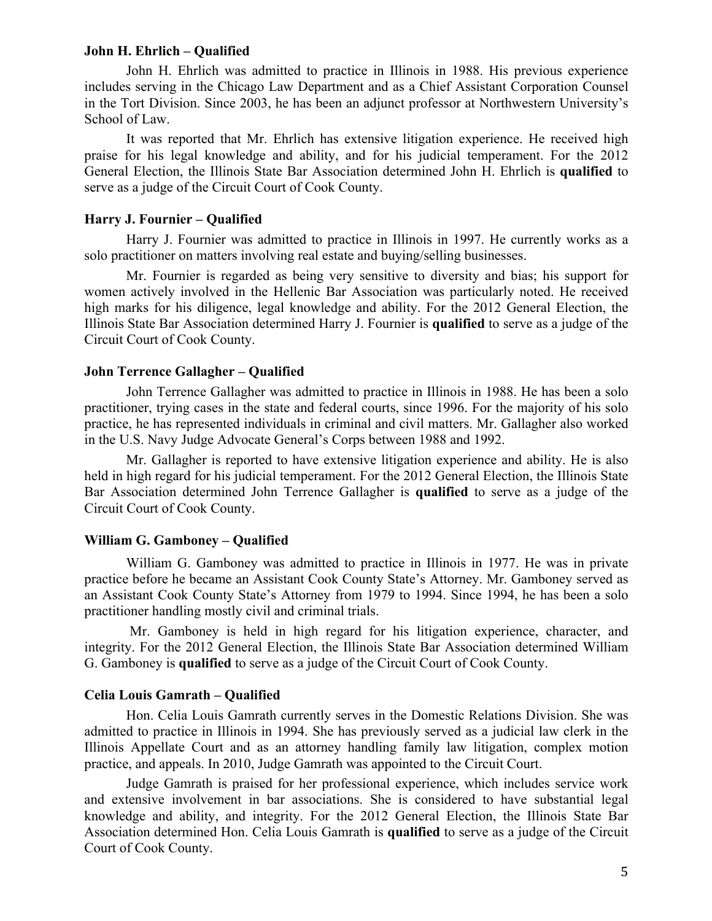**John H. Ehrlich – Qualified**

John H. Ehrlich was admitted to practice in Illinois in 1988. His previous experience includes serving in the Chicago Law Department and as a Chief Assistant Corporation Counsel in the Tort Division. Since 2003, he has been an adjunct professor at Northwestern University's School of Law.

It was reported that Mr. Ehrlich has extensive litigation experience. He received high praise for his legal knowledge and ability, and for his judicial temperament. For the 2012 General Election, the Illinois State Bar Association determined John H. Ehrlich is **qualified** to serve as a judge of the Circuit Court of Cook County.

**Harry J. Fournier – Qualified**

Harry J. Fournier was admitted to practice in Illinois in 1997. He currently works as a solo practitioner on matters involving real estate and buying/selling businesses.

Mr. Fournier is regarded as being very sensitive to diversity and bias; his support for women actively involved in the Hellenic Bar Association was particularly noted. He received high marks for his diligence, legal knowledge and ability. For the 2012 General Election, the Illinois State Bar Association determined Harry J. Fournier is **qualified** to serve as a judge of the Circuit Court of Cook County.

**John Terrence Gallagher – Qualified**

John Terrence Gallagher was admitted to practice in Illinois in 1988. He has been a solo practitioner, trying cases in the state and federal courts, since 1996. For the majority of his solo practice, he has represented individuals in criminal and civil matters. Mr. Gallagher also worked in the U.S. Navy Judge Advocate General's Corps between 1988 and 1992.

Mr. Gallagher is reported to have extensive litigation experience and ability. He is also held in high regard for his judicial temperament. For the 2012 General Election, the Illinois State Bar Association determined John Terrence Gallagher is **qualified** to serve as a judge of the Circuit Court of Cook County.

**William G. Gamboney – Qualified**

William G. Gamboney was admitted to practice in Illinois in 1977. He was in private practice before he became an Assistant Cook County State's Attorney. Mr. Gamboney served as an Assistant Cook County State's Attorney from 1979 to 1994. Since 1994, he has been a solo practitioner handling mostly civil and criminal trials.

Mr. Gamboney is held in high regard for his litigation experience, character, and integrity. For the 2012 General Election, the Illinois State Bar Association determined William G. Gamboney is **qualified** to serve as a judge of the Circuit Court of Cook County.

**Celia Louis Gamrath – Qualified**

Hon. Celia Louis Gamrath currently serves in the Domestic Relations Division. She was admitted to practice in Illinois in 1994. She has previously served as a judicial law clerk in the Illinois Appellate Court and as an attorney handling family law litigation, complex motion practice, and appeals. In 2010, Judge Gamrath was appointed to the Circuit Court.

Judge Gamrath is praised for her professional experience, which includes service work and extensive involvement in bar associations. She is considered to have substantial legal knowledge and ability, and integrity. For the 2012 General Election, the Illinois State Bar Association determined Hon. Celia Louis Gamrath is **qualified** to serve as a judge of the Circuit Court of Cook County.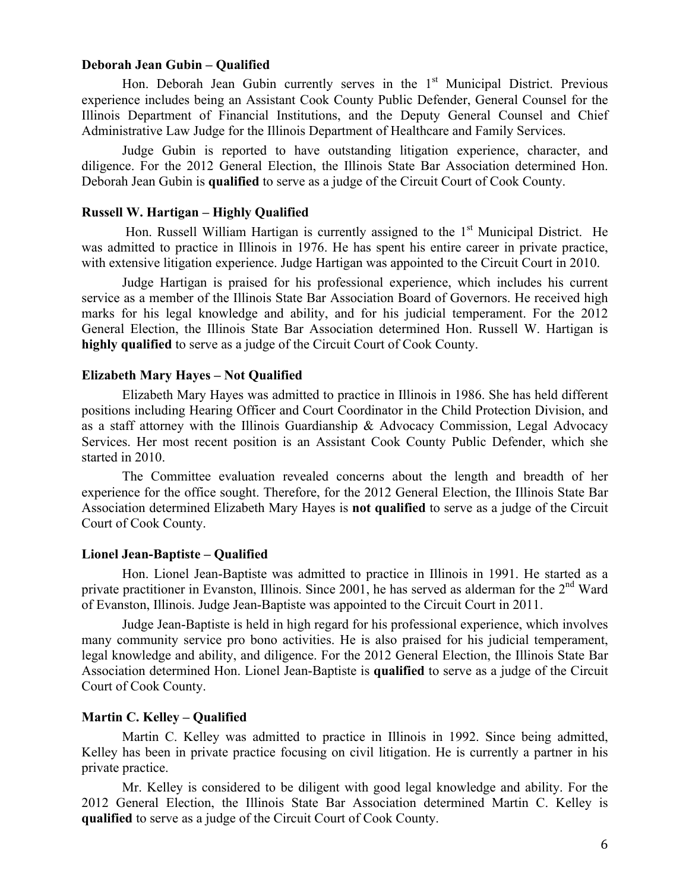**Deborah Jean Gubin – Qualified**

Hon. Deborah Jean Gubin currently serves in the 1st Municipal District. Previous experience includes being an Assistant Cook County Public Defender, General Counsel for the Illinois Department of Financial Institutions, and the Deputy General Counsel and Chief Administrative Law Judge for the Illinois Department of Healthcare and Family Services.

Judge Gubin is reported to have outstanding litigation experience, character, and diligence. For the 2012 General Election, the Illinois State Bar Association determined Hon. Deborah Jean Gubin is **qualified** to serve as a judge of the Circuit Court of Cook County.

**Russell W. Hartigan – Highly Qualified**

Hon. Russell William Hartigan is currently assigned to the 1st Municipal District. He was admitted to practice in Illinois in 1976. He has spent his entire career in private practice, with extensive litigation experience. Judge Hartigan was appointed to the Circuit Court in 2010.

Judge Hartigan is praised for his professional experience, which includes his current service as a member of the Illinois State Bar Association Board of Governors. He received high marks for his legal knowledge and ability, and for his judicial temperament. For the 2012 General Election, the Illinois State Bar Association determined Hon. Russell W. Hartigan is **highly qualified** to serve as a judge of the Circuit Court of Cook County.

**Elizabeth Mary Hayes – Not Qualified**

Elizabeth Mary Hayes was admitted to practice in Illinois in 1986. She has held different positions including Hearing Officer and Court Coordinator in the Child Protection Division, and as a staff attorney with the Illinois Guardianship & Advocacy Commission, Legal Advocacy Services. Her most recent position is an Assistant Cook County Public Defender, which she started in 2010.

The Committee evaluation revealed concerns about the length and breadth of her experience for the office sought. Therefore, for the 2012 General Election, the Illinois State Bar Association determined Elizabeth Mary Hayes is **not qualified** to serve as a judge of the Circuit Court of Cook County.

**Lionel Jean-Baptiste – Qualified**

Hon. Lionel Jean-Baptiste was admitted to practice in Illinois in 1991. He started as a private practitioner in Evanston, Illinois. Since 2001, he has served as alderman for the 2nd Ward of Evanston, Illinois. Judge Jean-Baptiste was appointed to the Circuit Court in 2011.

Judge Jean-Baptiste is held in high regard for his professional experience, which involves many community service pro bono activities. He is also praised for his judicial temperament, legal knowledge and ability, and diligence. For the 2012 General Election, the Illinois State Bar Association determined Hon. Lionel Jean-Baptiste is **qualified** to serve as a judge of the Circuit Court of Cook County.

**Martin C. Kelley – Qualified**

Martin C. Kelley was admitted to practice in Illinois in 1992. Since being admitted, Kelley has been in private practice focusing on civil litigation. He is currently a partner in his private practice.

Mr. Kelley is considered to be diligent with good legal knowledge and ability. For the 2012 General Election, the Illinois State Bar Association determined Martin C. Kelley is **qualified** to serve as a judge of the Circuit Court of Cook County.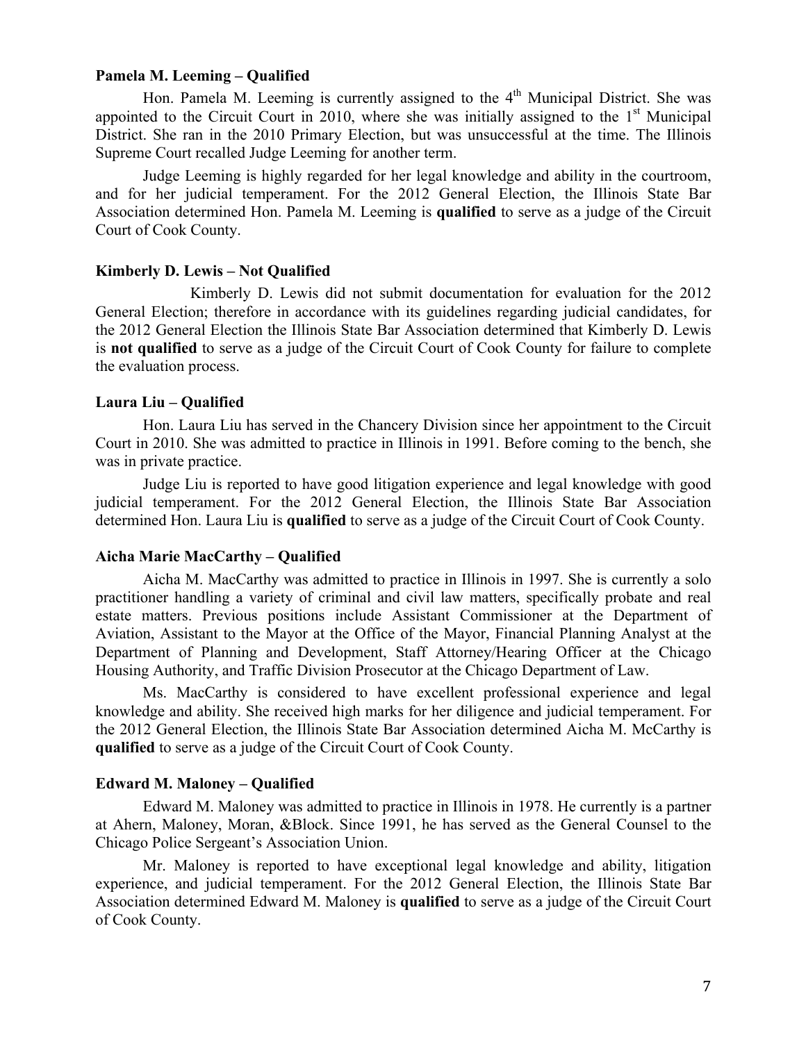**Pamela M. Leeming – Qualified**

Hon. Pamela M. Leeming is currently assigned to the 4th Municipal District. She was appointed to the Circuit Court in 2010, where she was initially assigned to the 1st Municipal District. She ran in the 2010 Primary Election, but was unsuccessful at the time. The Illinois Supreme Court recalled Judge Leeming for another term.

Judge Leeming is highly regarded for her legal knowledge and ability in the courtroom, and for her judicial temperament. For the 2012 General Election, the Illinois State Bar Association determined Hon. Pamela M. Leeming is **qualified** to serve as a judge of the Circuit Court of Cook County.

**Kimberly D. Lewis – Not Qualified**

Kimberly D. Lewis did not submit documentation for evaluation for the 2012 General Election; therefore in accordance with its guidelines regarding judicial candidates, for the 2012 General Election the Illinois State Bar Association determined that Kimberly D. Lewis is **not qualified** to serve as a judge of the Circuit Court of Cook County for failure to complete the evaluation process.

**Laura Liu – Qualified**

Hon. Laura Liu has served in the Chancery Division since her appointment to the Circuit Court in 2010. She was admitted to practice in Illinois in 1991. Before coming to the bench, she was in private practice.

Judge Liu is reported to have good litigation experience and legal knowledge with good judicial temperament. For the 2012 General Election, the Illinois State Bar Association determined Hon. Laura Liu is **qualified** to serve as a judge of the Circuit Court of Cook County.

**Aicha Marie MacCarthy – Qualified**

Aicha M. MacCarthy was admitted to practice in Illinois in 1997. She is currently a solo practitioner handling a variety of criminal and civil law matters, specifically probate and real estate matters. Previous positions include Assistant Commissioner at the Department of Aviation, Assistant to the Mayor at the Office of the Mayor, Financial Planning Analyst at the Department of Planning and Development, Staff Attorney/Hearing Officer at the Chicago Housing Authority, and Traffic Division Prosecutor at the Chicago Department of Law.

Ms. MacCarthy is considered to have excellent professional experience and legal knowledge and ability. She received high marks for her diligence and judicial temperament. For the 2012 General Election, the Illinois State Bar Association determined Aicha M. McCarthy is **qualified** to serve as a judge of the Circuit Court of Cook County.

**Edward M. Maloney – Qualified**

Edward M. Maloney was admitted to practice in Illinois in 1978. He currently is a partner at Ahern, Maloney, Moran, &Block. Since 1991, he has served as the General Counsel to the Chicago Police Sergeant's Association Union.

Mr. Maloney is reported to have exceptional legal knowledge and ability, litigation experience, and judicial temperament. For the 2012 General Election, the Illinois State Bar Association determined Edward M. Maloney is **qualified** to serve as a judge of the Circuit Court of Cook County.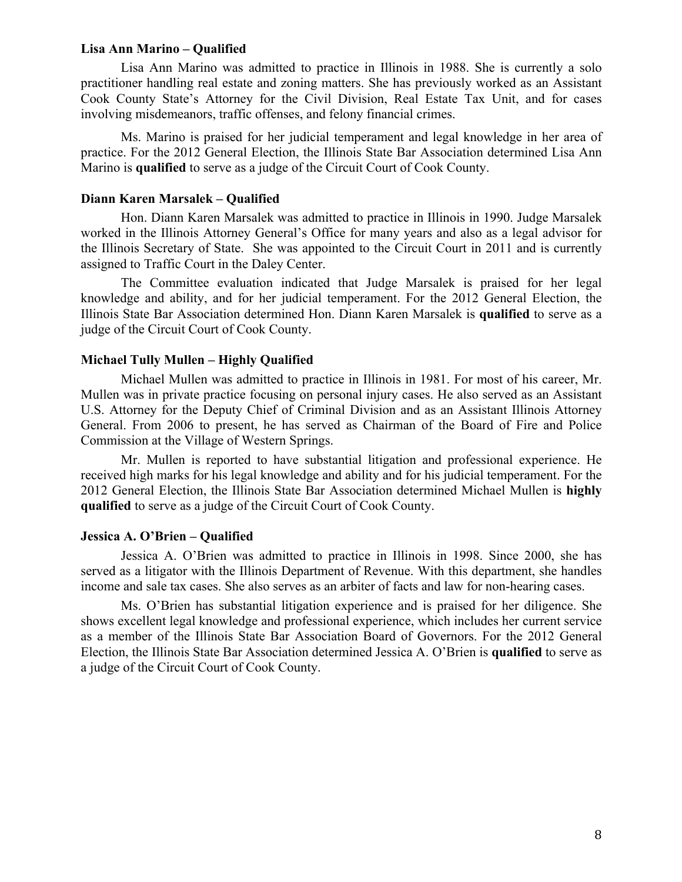**Lisa Ann Marino – Qualified**

Lisa Ann Marino was admitted to practice in Illinois in 1988. She is currently a solo practitioner handling real estate and zoning matters. She has previously worked as an Assistant Cook County State's Attorney for the Civil Division, Real Estate Tax Unit, and for cases involving misdemeanors, traffic offenses, and felony financial crimes.

Ms. Marino is praised for her judicial temperament and legal knowledge in her area of practice. For the 2012 General Election, the Illinois State Bar Association determined Lisa Ann Marino is **qualified** to serve as a judge of the Circuit Court of Cook County.

**Diann Karen Marsalek – Qualified**

Hon. Diann Karen Marsalek was admitted to practice in Illinois in 1990. Judge Marsalek worked in the Illinois Attorney General's Office for many years and also as a legal advisor for the Illinois Secretary of State. She was appointed to the Circuit Court in 2011 and is currently assigned to Traffic Court in the Daley Center.

The Committee evaluation indicated that Judge Marsalek is praised for her legal knowledge and ability, and for her judicial temperament. For the 2012 General Election, the Illinois State Bar Association determined Hon. Diann Karen Marsalek is **qualified** to serve as a judge of the Circuit Court of Cook County.

**Michael Tully Mullen – Highly Qualified**

Michael Mullen was admitted to practice in Illinois in 1981. For most of his career, Mr. Mullen was in private practice focusing on personal injury cases. He also served as an Assistant U.S. Attorney for the Deputy Chief of Criminal Division and as an Assistant Illinois Attorney General. From 2006 to present, he has served as Chairman of the Board of Fire and Police Commission at the Village of Western Springs.

Mr. Mullen is reported to have substantial litigation and professional experience. He received high marks for his legal knowledge and ability and for his judicial temperament. For the 2012 General Election, the Illinois State Bar Association determined Michael Mullen is **highly qualified** to serve as a judge of the Circuit Court of Cook County.

**Jessica A. O'Brien – Qualified**

Jessica A. O'Brien was admitted to practice in Illinois in 1998. Since 2000, she has served as a litigator with the Illinois Department of Revenue. With this department, she handles income and sale tax cases. She also serves as an arbiter of facts and law for non-hearing cases.

Ms. O'Brien has substantial litigation experience and is praised for her diligence. She shows excellent legal knowledge and professional experience, which includes her current service as a member of the Illinois State Bar Association Board of Governors. For the 2012 General Election, the Illinois State Bar Association determined Jessica A. O'Brien is **qualified** to serve as a judge of the Circuit Court of Cook County.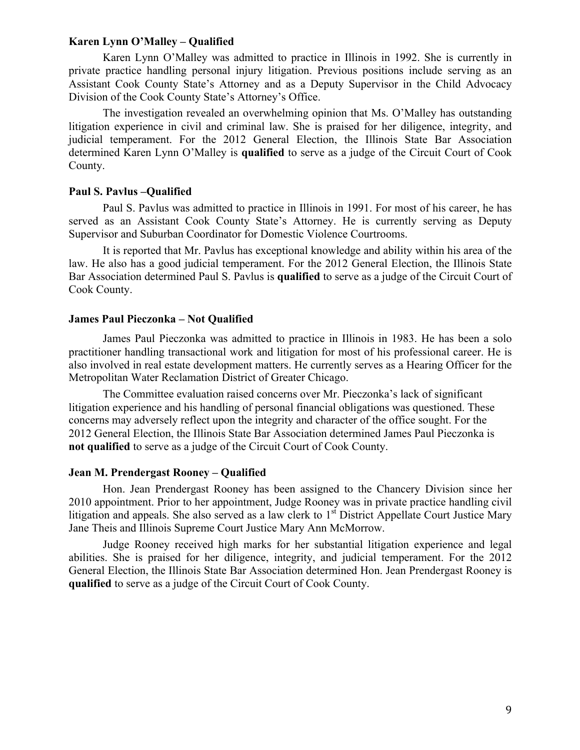**Karen Lynn O'Malley – Qualified**

Karen Lynn O'Malley was admitted to practice in Illinois in 1992. She is currently in private practice handling personal injury litigation. Previous positions include serving as an Assistant Cook County State's Attorney and as a Deputy Supervisor in the Child Advocacy Division of the Cook County State's Attorney's Office.

The investigation revealed an overwhelming opinion that Ms. O'Malley has outstanding litigation experience in civil and criminal law. She is praised for her diligence, integrity, and judicial temperament. For the 2012 General Election, the Illinois State Bar Association determined Karen Lynn O'Malley is **qualified** to serve as a judge of the Circuit Court of Cook County.

**Paul S. Pavlus –Qualified**

Paul S. Pavlus was admitted to practice in Illinois in 1991. For most of his career, he has served as an Assistant Cook County State's Attorney. He is currently serving as Deputy Supervisor and Suburban Coordinator for Domestic Violence Courtrooms.

It is reported that Mr. Pavlus has exceptional knowledge and ability within his area of the law. He also has a good judicial temperament. For the 2012 General Election, the Illinois State Bar Association determined Paul S. Pavlus is **qualified** to serve as a judge of the Circuit Court of Cook County.

**James Paul Pieczonka – Not Qualified**

James Paul Pieczonka was admitted to practice in Illinois in 1983. He has been a solo practitioner handling transactional work and litigation for most of his professional career. He is also involved in real estate development matters. He currently serves as a Hearing Officer for the Metropolitan Water Reclamation District of Greater Chicago.

The Committee evaluation raised concerns over Mr. Pieczonka's lack of significant litigation experience and his handling of personal financial obligations was questioned. These concerns may adversely reflect upon the integrity and character of the office sought. For the 2012 General Election, the Illinois State Bar Association determined James Paul Pieczonka is **not qualified** to serve as a judge of the Circuit Court of Cook County.

**Jean M. Prendergast Rooney – Qualified**

Hon. Jean Prendergast Rooney has been assigned to the Chancery Division since her 2010 appointment. Prior to her appointment, Judge Rooney was in private practice handling civil litigation and appeals. She also served as a law clerk to 1st District Appellate Court Justice Mary Jane Theis and Illinois Supreme Court Justice Mary Ann McMorrow.

Judge Rooney received high marks for her substantial litigation experience and legal abilities. She is praised for her diligence, integrity, and judicial temperament. For the 2012 General Election, the Illinois State Bar Association determined Hon. Jean Prendergast Rooney is **qualified** to serve as a judge of the Circuit Court of Cook County.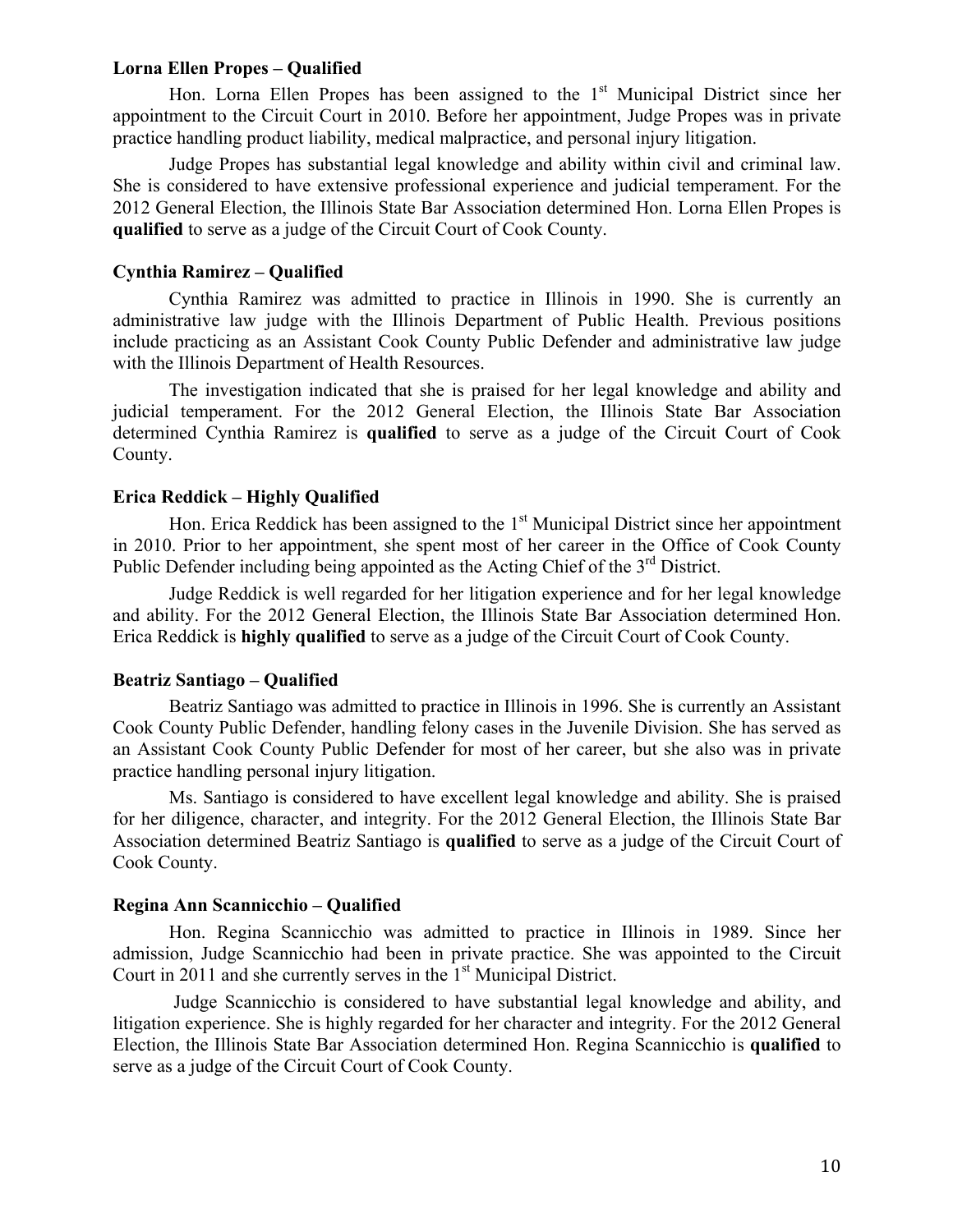**Lorna Ellen Propes – Qualified**

Hon. Lorna Ellen Propes has been assigned to the 1st Municipal District since her appointment to the Circuit Court in 2010. Before her appointment, Judge Propes was in private practice handling product liability, medical malpractice, and personal injury litigation.

Judge Propes has substantial legal knowledge and ability within civil and criminal law. She is considered to have extensive professional experience and judicial temperament. For the 2012 General Election, the Illinois State Bar Association determined Hon. Lorna Ellen Propes is **qualified** to serve as a judge of the Circuit Court of Cook County.

**Cynthia Ramirez – Qualified**

Cynthia Ramirez was admitted to practice in Illinois in 1990. She is currently an administrative law judge with the Illinois Department of Public Health. Previous positions include practicing as an Assistant Cook County Public Defender and administrative law judge with the Illinois Department of Health Resources.

The investigation indicated that she is praised for her legal knowledge and ability and judicial temperament. For the 2012 General Election, the Illinois State Bar Association determined Cynthia Ramirez is **qualified** to serve as a judge of the Circuit Court of Cook County.

**Erica Reddick – Highly Qualified**

Hon. Erica Reddick has been assigned to the 1st Municipal District since her appointment in 2010. Prior to her appointment, she spent most of her career in the Office of Cook County Public Defender including being appointed as the Acting Chief of the 3rd District.

Judge Reddick is well regarded for her litigation experience and for her legal knowledge and ability. For the 2012 General Election, the Illinois State Bar Association determined Hon. Erica Reddick is **highly qualified** to serve as a judge of the Circuit Court of Cook County.

**Beatriz Santiago – Qualified**

Beatriz Santiago was admitted to practice in Illinois in 1996. She is currently an Assistant Cook County Public Defender, handling felony cases in the Juvenile Division. She has served as an Assistant Cook County Public Defender for most of her career, but she also was in private practice handling personal injury litigation.

Ms. Santiago is considered to have excellent legal knowledge and ability. She is praised for her diligence, character, and integrity. For the 2012 General Election, the Illinois State Bar Association determined Beatriz Santiago is **qualified** to serve as a judge of the Circuit Court of Cook County.

**Regina Ann Scannicchio – Qualified**

Hon. Regina Scannicchio was admitted to practice in Illinois in 1989. Since her admission, Judge Scannicchio had been in private practice. She was appointed to the Circuit Court in 2011 and she currently serves in the 1st Municipal District.

Judge Scannicchio is considered to have substantial legal knowledge and ability, and litigation experience. She is highly regarded for her character and integrity. For the 2012 General Election, the Illinois State Bar Association determined Hon. Regina Scannicchio is **qualified** to serve as a judge of the Circuit Court of Cook County.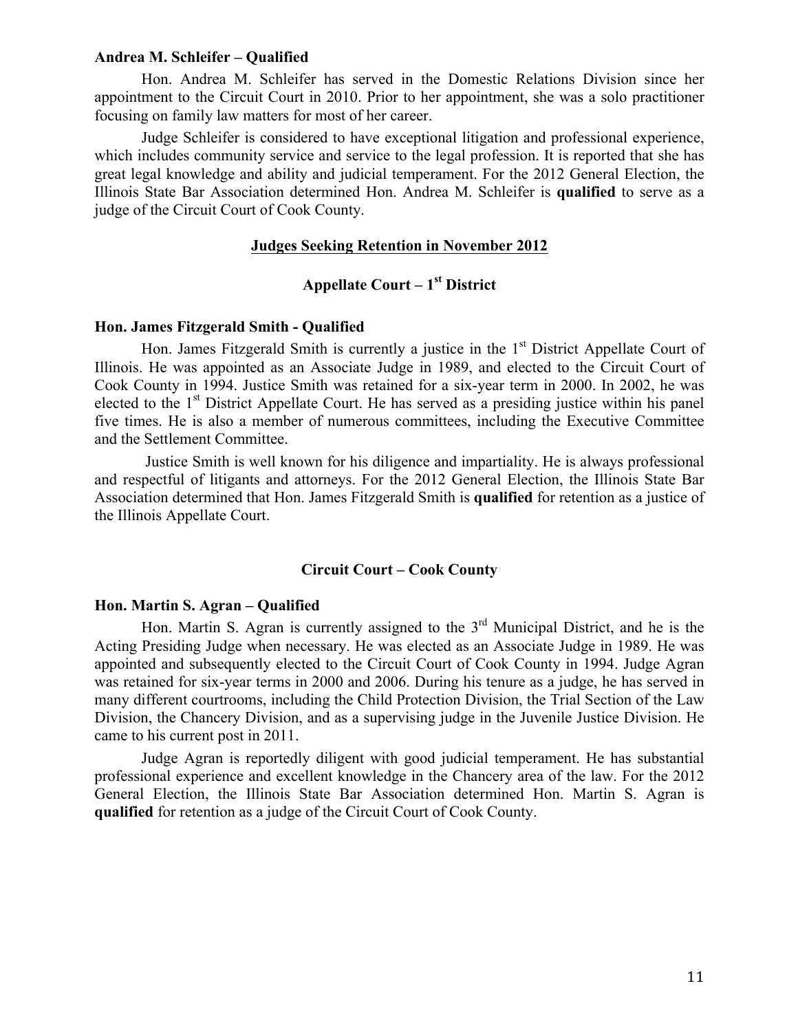**Andrea M. Schleifer – Qualified**

Hon. Andrea M. Schleifer has served in the Domestic Relations Division since her appointment to the Circuit Court in 2010. Prior to her appointment, she was a solo practitioner focusing on family law matters for most of her career.

Judge Schleifer is considered to have exceptional litigation and professional experience, which includes community service and service to the legal profession. It is reported that she has great legal knowledge and ability and judicial temperament. For the 2012 General Election, the Illinois State Bar Association determined Hon. Andrea M. Schleifer is **qualified** to serve as a judge of the Circuit Court of Cook County.

## Judges Seeking Retention in November 2012

### Appellate Court – 1st District

**Hon. James Fitzgerald Smith - Qualified**

Hon. James Fitzgerald Smith is currently a justice in the 1st District Appellate Court of Illinois. He was appointed as an Associate Judge in 1989, and elected to the Circuit Court of Cook County in 1994. Justice Smith was retained for a six-year term in 2000. In 2002, he was elected to the 1st District Appellate Court. He has served as a presiding justice within his panel five times. He is also a member of numerous committees, including the Executive Committee and the Settlement Committee.

Justice Smith is well known for his diligence and impartiality. He is always professional and respectful of litigants and attorneys. For the 2012 General Election, the Illinois State Bar Association determined that Hon. James Fitzgerald Smith is **qualified** for retention as a justice of the Illinois Appellate Court.

### Circuit Court – Cook County

**Hon. Martin S. Agran – Qualified**

Hon. Martin S. Agran is currently assigned to the 3rd Municipal District, and he is the Acting Presiding Judge when necessary. He was elected as an Associate Judge in 1989. He was appointed and subsequently elected to the Circuit Court of Cook County in 1994. Judge Agran was retained for six-year terms in 2000 and 2006. During his tenure as a judge, he has served in many different courtrooms, including the Child Protection Division, the Trial Section of the Law Division, the Chancery Division, and as a supervising judge in the Juvenile Justice Division. He came to his current post in 2011.

Judge Agran is reportedly diligent with good judicial temperament. He has substantial professional experience and excellent knowledge in the Chancery area of the law. For the 2012 General Election, the Illinois State Bar Association determined Hon. Martin S. Agran is **qualified** for retention as a judge of the Circuit Court of Cook County.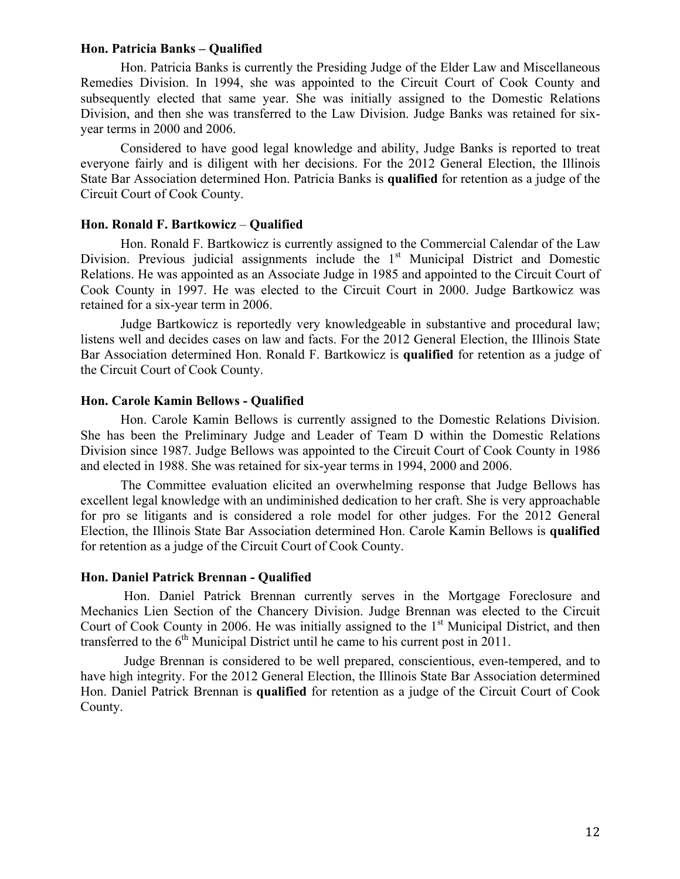### Hon. Patricia Banks – Qualified

Hon. Patricia Banks is currently the Presiding Judge of the Elder Law and Miscellaneous Remedies Division. In 1994, she was appointed to the Circuit Court of Cook County and subsequently elected that same year. She was initially assigned to the Domestic Relations Division, and then she was transferred to the Law Division. Judge Banks was retained for six-year terms in 2000 and 2006.

Considered to have good legal knowledge and ability, Judge Banks is reported to treat everyone fairly and is diligent with her decisions. For the 2012 General Election, the Illinois State Bar Association determined Hon. Patricia Banks is **qualified** for retention as a judge of the Circuit Court of Cook County.

### Hon. Ronald F. Bartkowicz – Qualified

Hon. Ronald F. Bartkowicz is currently assigned to the Commercial Calendar of the Law Division. Previous judicial assignments include the 1st Municipal District and Domestic Relations. He was appointed as an Associate Judge in 1985 and appointed to the Circuit Court of Cook County in 1997. He was elected to the Circuit Court in 2000. Judge Bartkowicz was retained for a six-year term in 2006.

Judge Bartkowicz is reportedly very knowledgeable in substantive and procedural law; listens well and decides cases on law and facts. For the 2012 General Election, the Illinois State Bar Association determined Hon. Ronald F. Bartkowicz is **qualified** for retention as a judge of the Circuit Court of Cook County.

### Hon. Carole Kamin Bellows - Qualified

Hon. Carole Kamin Bellows is currently assigned to the Domestic Relations Division. She has been the Preliminary Judge and Leader of Team D within the Domestic Relations Division since 1987. Judge Bellows was appointed to the Circuit Court of Cook County in 1986 and elected in 1988. She was retained for six-year terms in 1994, 2000 and 2006.

The Committee evaluation elicited an overwhelming response that Judge Bellows has excellent legal knowledge with an undiminished dedication to her craft. She is very approachable for pro se litigants and is considered a role model for other judges. For the 2012 General Election, the Illinois State Bar Association determined Hon. Carole Kamin Bellows is **qualified** for retention as a judge of the Circuit Court of Cook County.

### Hon. Daniel Patrick Brennan - Qualified

Hon. Daniel Patrick Brennan currently serves in the Mortgage Foreclosure and Mechanics Lien Section of the Chancery Division. Judge Brennan was elected to the Circuit Court of Cook County in 2006. He was initially assigned to the 1st Municipal District, and then transferred to the 6th Municipal District until he came to his current post in 2011.

Judge Brennan is considered to be well prepared, conscientious, even-tempered, and to have high integrity. For the 2012 General Election, the Illinois State Bar Association determined Hon. Daniel Patrick Brennan is **qualified** for retention as a judge of the Circuit Court of Cook County.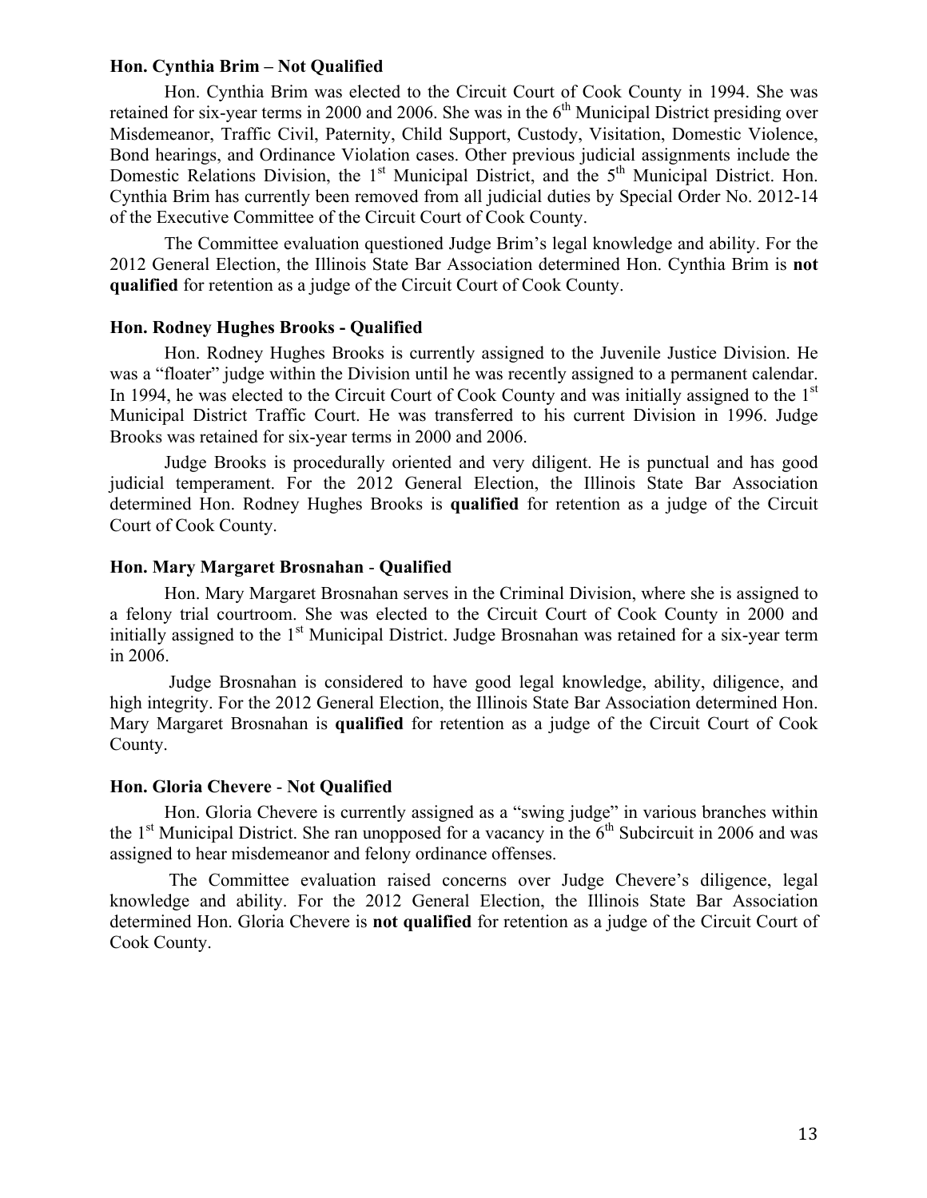**Hon. Cynthia Brim – Not Qualified**

Hon. Cynthia Brim was elected to the Circuit Court of Cook County in 1994. She was retained for six-year terms in 2000 and 2006. She was in the 6th Municipal District presiding over Misdemeanor, Traffic Civil, Paternity, Child Support, Custody, Visitation, Domestic Violence, Bond hearings, and Ordinance Violation cases. Other previous judicial assignments include the Domestic Relations Division, the 1st Municipal District, and the 5th Municipal District. Hon. Cynthia Brim has currently been removed from all judicial duties by Special Order No. 2012-14 of the Executive Committee of the Circuit Court of Cook County.

The Committee evaluation questioned Judge Brim's legal knowledge and ability. For the 2012 General Election, the Illinois State Bar Association determined Hon. Cynthia Brim is **not qualified** for retention as a judge of the Circuit Court of Cook County.

**Hon. Rodney Hughes Brooks - Qualified**

Hon. Rodney Hughes Brooks is currently assigned to the Juvenile Justice Division. He was a "floater" judge within the Division until he was recently assigned to a permanent calendar. In 1994, he was elected to the Circuit Court of Cook County and was initially assigned to the 1st Municipal District Traffic Court. He was transferred to his current Division in 1996. Judge Brooks was retained for six-year terms in 2000 and 2006.

Judge Brooks is procedurally oriented and very diligent. He is punctual and has good judicial temperament. For the 2012 General Election, the Illinois State Bar Association determined Hon. Rodney Hughes Brooks is **qualified** for retention as a judge of the Circuit Court of Cook County.

**Hon. Mary Margaret Brosnahan - Qualified**

Hon. Mary Margaret Brosnahan serves in the Criminal Division, where she is assigned to a felony trial courtroom. She was elected to the Circuit Court of Cook County in 2000 and initially assigned to the 1st Municipal District. Judge Brosnahan was retained for a six-year term in 2006.

Judge Brosnahan is considered to have good legal knowledge, ability, diligence, and high integrity. For the 2012 General Election, the Illinois State Bar Association determined Hon. Mary Margaret Brosnahan is **qualified** for retention as a judge of the Circuit Court of Cook County.

**Hon. Gloria Chevere - Not Qualified**

Hon. Gloria Chevere is currently assigned as a "swing judge" in various branches within the 1st Municipal District. She ran unopposed for a vacancy in the 6th Subcircuit in 2006 and was assigned to hear misdemeanor and felony ordinance offenses.

The Committee evaluation raised concerns over Judge Chevere's diligence, legal knowledge and ability. For the 2012 General Election, the Illinois State Bar Association determined Hon. Gloria Chevere is **not qualified** for retention as a judge of the Circuit Court of Cook County.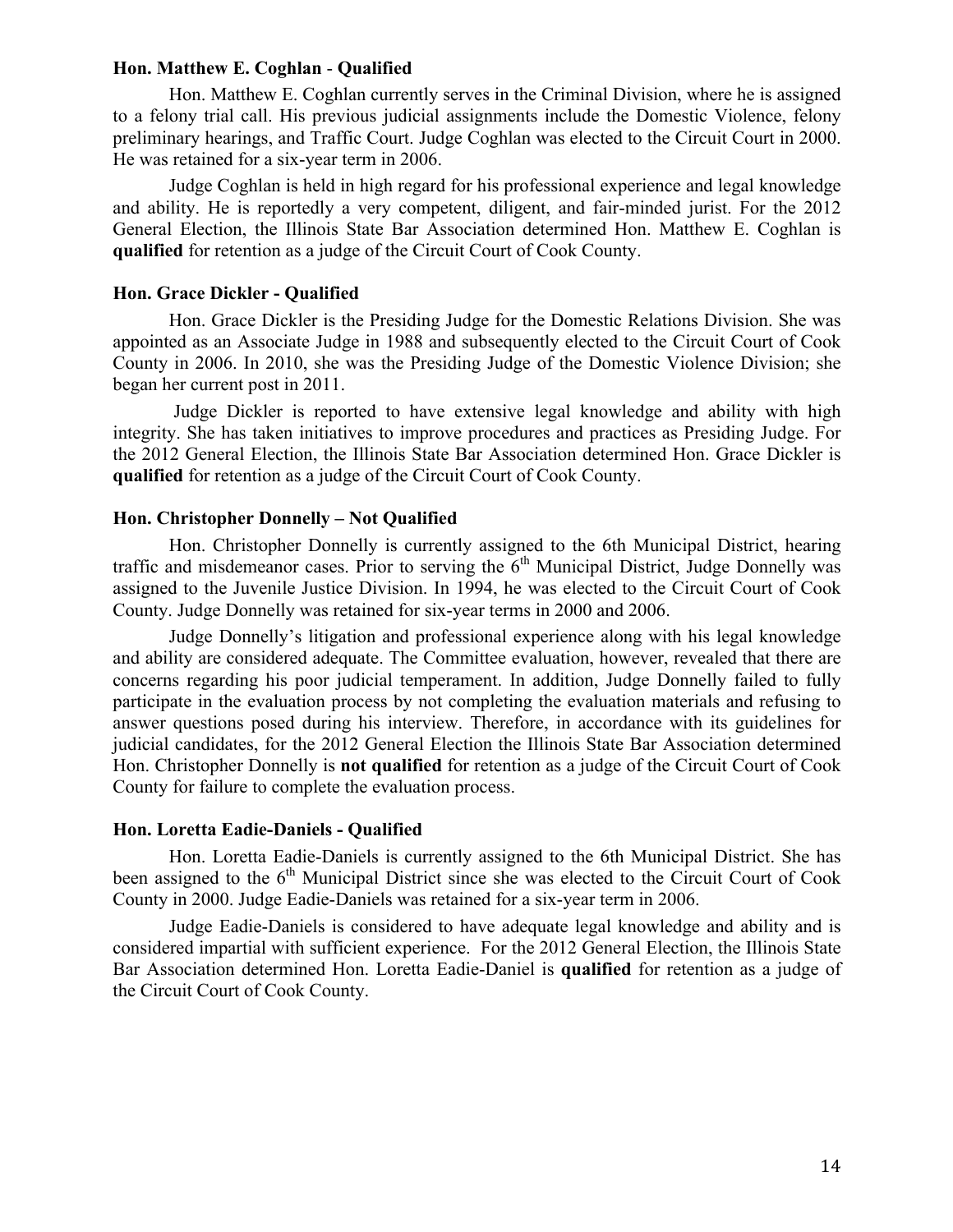**Hon. Matthew E. Coghlan - Qualified**

Hon. Matthew E. Coghlan currently serves in the Criminal Division, where he is assigned to a felony trial call. His previous judicial assignments include the Domestic Violence, felony preliminary hearings, and Traffic Court. Judge Coghlan was elected to the Circuit Court in 2000. He was retained for a six-year term in 2006.

Judge Coghlan is held in high regard for his professional experience and legal knowledge and ability. He is reportedly a very competent, diligent, and fair-minded jurist. For the 2012 General Election, the Illinois State Bar Association determined Hon. Matthew E. Coghlan is **qualified** for retention as a judge of the Circuit Court of Cook County.

**Hon. Grace Dickler - Qualified**

Hon. Grace Dickler is the Presiding Judge for the Domestic Relations Division. She was appointed as an Associate Judge in 1988 and subsequently elected to the Circuit Court of Cook County in 2006. In 2010, she was the Presiding Judge of the Domestic Violence Division; she began her current post in 2011.

Judge Dickler is reported to have extensive legal knowledge and ability with high integrity. She has taken initiatives to improve procedures and practices as Presiding Judge. For the 2012 General Election, the Illinois State Bar Association determined Hon. Grace Dickler is **qualified** for retention as a judge of the Circuit Court of Cook County.

**Hon. Christopher Donnelly – Not Qualified**

Hon. Christopher Donnelly is currently assigned to the 6th Municipal District, hearing traffic and misdemeanor cases. Prior to serving the 6th Municipal District, Judge Donnelly was assigned to the Juvenile Justice Division. In 1994, he was elected to the Circuit Court of Cook County. Judge Donnelly was retained for six-year terms in 2000 and 2006.

Judge Donnelly's litigation and professional experience along with his legal knowledge and ability are considered adequate. The Committee evaluation, however, revealed that there are concerns regarding his poor judicial temperament. In addition, Judge Donnelly failed to fully participate in the evaluation process by not completing the evaluation materials and refusing to answer questions posed during his interview. Therefore, in accordance with its guidelines for judicial candidates, for the 2012 General Election the Illinois State Bar Association determined Hon. Christopher Donnelly is **not qualified** for retention as a judge of the Circuit Court of Cook County for failure to complete the evaluation process.

**Hon. Loretta Eadie-Daniels - Qualified**

Hon. Loretta Eadie-Daniels is currently assigned to the 6th Municipal District. She has been assigned to the 6th Municipal District since she was elected to the Circuit Court of Cook County in 2000. Judge Eadie-Daniels was retained for a six-year term in 2006.

Judge Eadie-Daniels is considered to have adequate legal knowledge and ability and is considered impartial with sufficient experience. For the 2012 General Election, the Illinois State Bar Association determined Hon. Loretta Eadie-Daniel is **qualified** for retention as a judge of the Circuit Court of Cook County.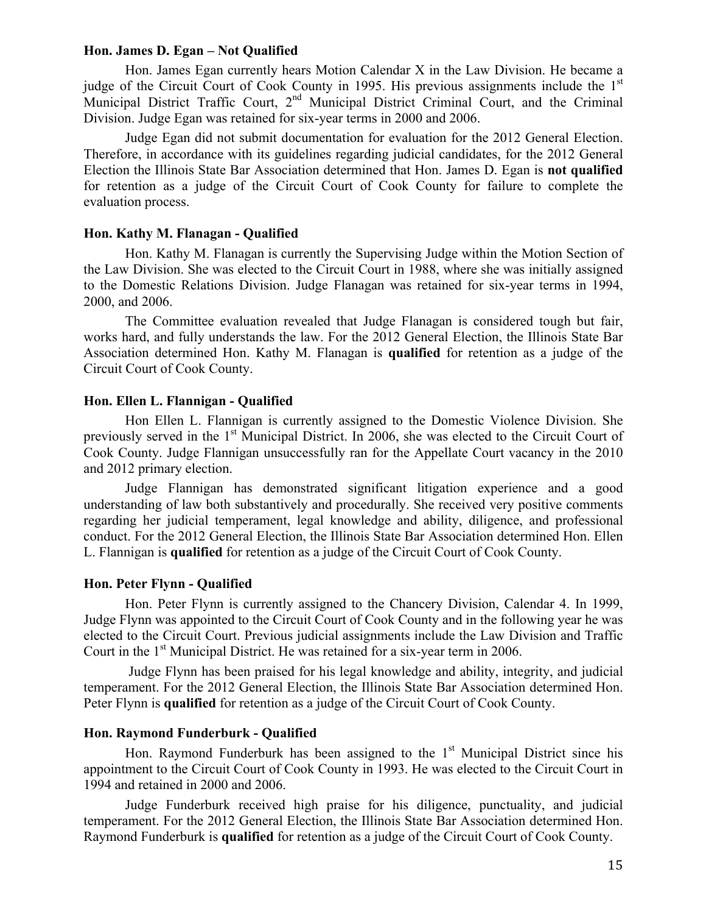**Hon. James D. Egan – Not Qualified**

Hon. James Egan currently hears Motion Calendar X in the Law Division. He became a judge of the Circuit Court of Cook County in 1995. His previous assignments include the 1st Municipal District Traffic Court, 2nd Municipal District Criminal Court, and the Criminal Division. Judge Egan was retained for six-year terms in 2000 and 2006.

Judge Egan did not submit documentation for evaluation for the 2012 General Election. Therefore, in accordance with its guidelines regarding judicial candidates, for the 2012 General Election the Illinois State Bar Association determined that Hon. James D. Egan is **not qualified** for retention as a judge of the Circuit Court of Cook County for failure to complete the evaluation process.

**Hon. Kathy M. Flanagan - Qualified**

Hon. Kathy M. Flanagan is currently the Supervising Judge within the Motion Section of the Law Division. She was elected to the Circuit Court in 1988, where she was initially assigned to the Domestic Relations Division. Judge Flanagan was retained for six-year terms in 1994, 2000, and 2006.

The Committee evaluation revealed that Judge Flanagan is considered tough but fair, works hard, and fully understands the law. For the 2012 General Election, the Illinois State Bar Association determined Hon. Kathy M. Flanagan is **qualified** for retention as a judge of the Circuit Court of Cook County.

**Hon. Ellen L. Flannigan - Qualified**

Hon Ellen L. Flannigan is currently assigned to the Domestic Violence Division. She previously served in the 1st Municipal District. In 2006, she was elected to the Circuit Court of Cook County. Judge Flannigan unsuccessfully ran for the Appellate Court vacancy in the 2010 and 2012 primary election.

Judge Flannigan has demonstrated significant litigation experience and a good understanding of law both substantively and procedurally. She received very positive comments regarding her judicial temperament, legal knowledge and ability, diligence, and professional conduct. For the 2012 General Election, the Illinois State Bar Association determined Hon. Ellen L. Flannigan is **qualified** for retention as a judge of the Circuit Court of Cook County.

**Hon. Peter Flynn - Qualified**

Hon. Peter Flynn is currently assigned to the Chancery Division, Calendar 4. In 1999, Judge Flynn was appointed to the Circuit Court of Cook County and in the following year he was elected to the Circuit Court. Previous judicial assignments include the Law Division and Traffic Court in the 1st Municipal District. He was retained for a six-year term in 2006.

Judge Flynn has been praised for his legal knowledge and ability, integrity, and judicial temperament. For the 2012 General Election, the Illinois State Bar Association determined Hon. Peter Flynn is **qualified** for retention as a judge of the Circuit Court of Cook County.

**Hon. Raymond Funderburk - Qualified**

Hon. Raymond Funderburk has been assigned to the 1st Municipal District since his appointment to the Circuit Court of Cook County in 1993. He was elected to the Circuit Court in 1994 and retained in 2000 and 2006.

Judge Funderburk received high praise for his diligence, punctuality, and judicial temperament. For the 2012 General Election, the Illinois State Bar Association determined Hon. Raymond Funderburk is **qualified** for retention as a judge of the Circuit Court of Cook County.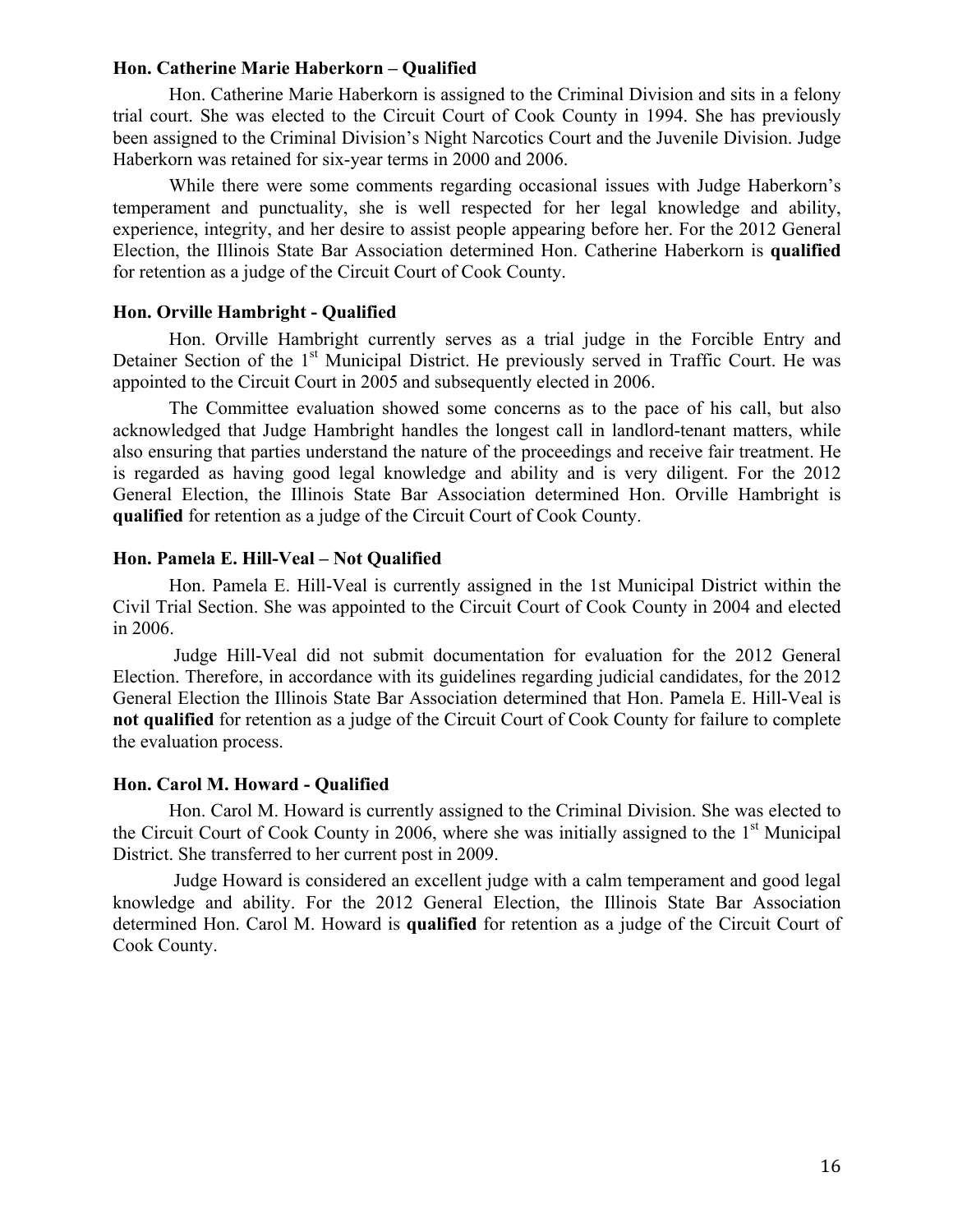**Hon. Catherine Marie Haberkorn – Qualified**

Hon. Catherine Marie Haberkorn is assigned to the Criminal Division and sits in a felony trial court. She was elected to the Circuit Court of Cook County in 1994. She has previously been assigned to the Criminal Division's Night Narcotics Court and the Juvenile Division. Judge Haberkorn was retained for six-year terms in 2000 and 2006.

While there were some comments regarding occasional issues with Judge Haberkorn's temperament and punctuality, she is well respected for her legal knowledge and ability, experience, integrity, and her desire to assist people appearing before her. For the 2012 General Election, the Illinois State Bar Association determined Hon. Catherine Haberkorn is **qualified** for retention as a judge of the Circuit Court of Cook County.

**Hon. Orville Hambright - Qualified**

Hon. Orville Hambright currently serves as a trial judge in the Forcible Entry and Detainer Section of the 1st Municipal District. He previously served in Traffic Court. He was appointed to the Circuit Court in 2005 and subsequently elected in 2006.

The Committee evaluation showed some concerns as to the pace of his call, but also acknowledged that Judge Hambright handles the longest call in landlord-tenant matters, while also ensuring that parties understand the nature of the proceedings and receive fair treatment. He is regarded as having good legal knowledge and ability and is very diligent. For the 2012 General Election, the Illinois State Bar Association determined Hon. Orville Hambright is **qualified** for retention as a judge of the Circuit Court of Cook County.

**Hon. Pamela E. Hill-Veal – Not Qualified**

Hon. Pamela E. Hill-Veal is currently assigned in the 1st Municipal District within the Civil Trial Section. She was appointed to the Circuit Court of Cook County in 2004 and elected in 2006.

Judge Hill-Veal did not submit documentation for evaluation for the 2012 General Election. Therefore, in accordance with its guidelines regarding judicial candidates, for the 2012 General Election the Illinois State Bar Association determined that Hon. Pamela E. Hill-Veal is **not qualified** for retention as a judge of the Circuit Court of Cook County for failure to complete the evaluation process.

**Hon. Carol M. Howard - Qualified**

Hon. Carol M. Howard is currently assigned to the Criminal Division. She was elected to the Circuit Court of Cook County in 2006, where she was initially assigned to the 1st Municipal District. She transferred to her current post in 2009.

Judge Howard is considered an excellent judge with a calm temperament and good legal knowledge and ability. For the 2012 General Election, the Illinois State Bar Association determined Hon. Carol M. Howard is **qualified** for retention as a judge of the Circuit Court of Cook County.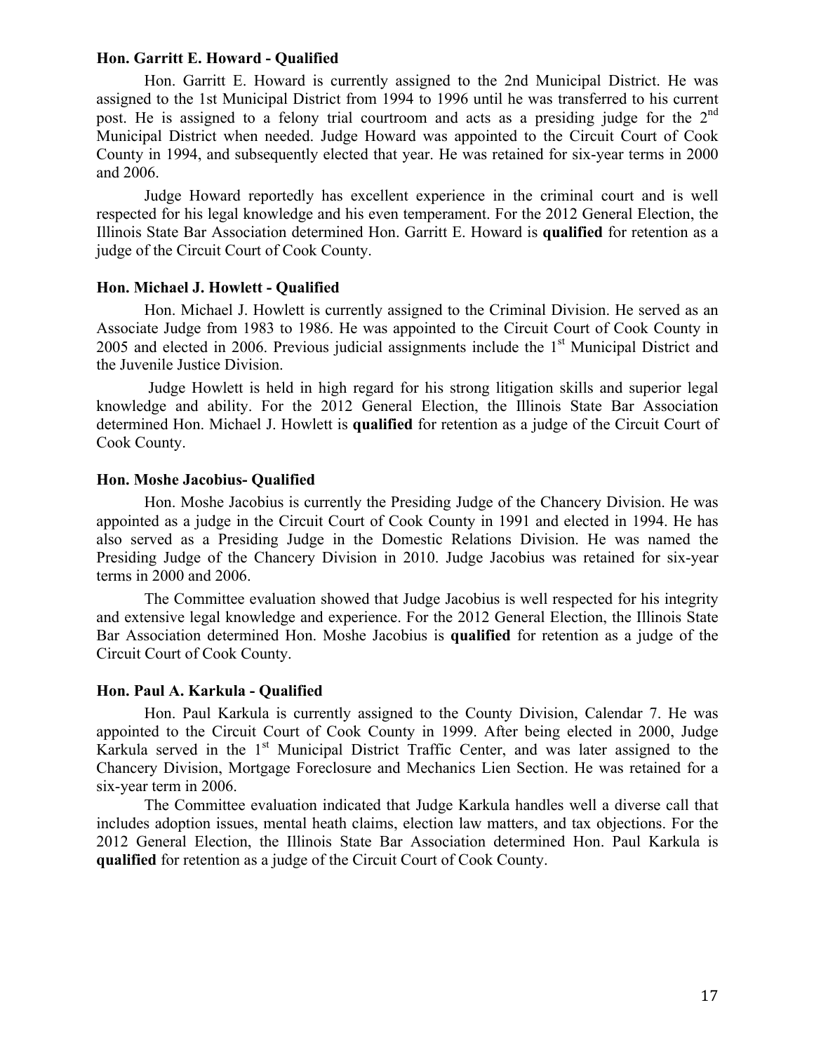**Hon. Garritt E. Howard - Qualified**

Hon. Garritt E. Howard is currently assigned to the 2nd Municipal District. He was assigned to the 1st Municipal District from 1994 to 1996 until he was transferred to his current post. He is assigned to a felony trial courtroom and acts as a presiding judge for the 2nd Municipal District when needed. Judge Howard was appointed to the Circuit Court of Cook County in 1994, and subsequently elected that year. He was retained for six-year terms in 2000 and 2006.

Judge Howard reportedly has excellent experience in the criminal court and is well respected for his legal knowledge and his even temperament. For the 2012 General Election, the Illinois State Bar Association determined Hon. Garritt E. Howard is **qualified** for retention as a judge of the Circuit Court of Cook County.

**Hon. Michael J. Howlett - Qualified**

Hon. Michael J. Howlett is currently assigned to the Criminal Division. He served as an Associate Judge from 1983 to 1986. He was appointed to the Circuit Court of Cook County in 2005 and elected in 2006. Previous judicial assignments include the 1st Municipal District and the Juvenile Justice Division.

Judge Howlett is held in high regard for his strong litigation skills and superior legal knowledge and ability. For the 2012 General Election, the Illinois State Bar Association determined Hon. Michael J. Howlett is **qualified** for retention as a judge of the Circuit Court of Cook County.

**Hon. Moshe Jacobius- Qualified**

Hon. Moshe Jacobius is currently the Presiding Judge of the Chancery Division. He was appointed as a judge in the Circuit Court of Cook County in 1991 and elected in 1994. He has also served as a Presiding Judge in the Domestic Relations Division. He was named the Presiding Judge of the Chancery Division in 2010. Judge Jacobius was retained for six-year terms in 2000 and 2006.

The Committee evaluation showed that Judge Jacobius is well respected for his integrity and extensive legal knowledge and experience. For the 2012 General Election, the Illinois State Bar Association determined Hon. Moshe Jacobius is **qualified** for retention as a judge of the Circuit Court of Cook County.

**Hon. Paul A. Karkula - Qualified**

Hon. Paul Karkula is currently assigned to the County Division, Calendar 7. He was appointed to the Circuit Court of Cook County in 1999. After being elected in 2000, Judge Karkula served in the 1st Municipal District Traffic Center, and was later assigned to the Chancery Division, Mortgage Foreclosure and Mechanics Lien Section. He was retained for a six-year term in 2006.

The Committee evaluation indicated that Judge Karkula handles well a diverse call that includes adoption issues, mental heath claims, election law matters, and tax objections. For the 2012 General Election, the Illinois State Bar Association determined Hon. Paul Karkula is **qualified** for retention as a judge of the Circuit Court of Cook County.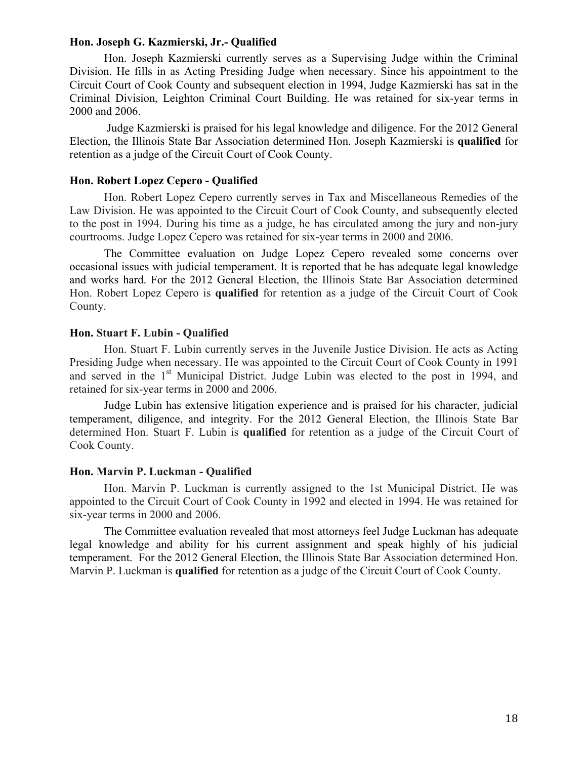**Hon. Joseph G. Kazmierski, Jr.- Qualified**

Hon. Joseph Kazmierski currently serves as a Supervising Judge within the Criminal Division. He fills in as Acting Presiding Judge when necessary. Since his appointment to the Circuit Court of Cook County and subsequent election in 1994, Judge Kazmierski has sat in the Criminal Division, Leighton Criminal Court Building. He was retained for six-year terms in 2000 and 2006.

Judge Kazmierski is praised for his legal knowledge and diligence. For the 2012 General Election, the Illinois State Bar Association determined Hon. Joseph Kazmierski is **qualified** for retention as a judge of the Circuit Court of Cook County.

**Hon. Robert Lopez Cepero - Qualified**

Hon. Robert Lopez Cepero currently serves in Tax and Miscellaneous Remedies of the Law Division. He was appointed to the Circuit Court of Cook County, and subsequently elected to the post in 1994. During his time as a judge, he has circulated among the jury and non-jury courtrooms. Judge Lopez Cepero was retained for six-year terms in 2000 and 2006.

The Committee evaluation on Judge Lopez Cepero revealed some concerns over occasional issues with judicial temperament. It is reported that he has adequate legal knowledge and works hard. For the 2012 General Election, the Illinois State Bar Association determined Hon. Robert Lopez Cepero is **qualified** for retention as a judge of the Circuit Court of Cook County.

**Hon. Stuart F. Lubin - Qualified**

Hon. Stuart F. Lubin currently serves in the Juvenile Justice Division. He acts as Acting Presiding Judge when necessary. He was appointed to the Circuit Court of Cook County in 1991 and served in the 1st Municipal District. Judge Lubin was elected to the post in 1994, and retained for six-year terms in 2000 and 2006.

Judge Lubin has extensive litigation experience and is praised for his character, judicial temperament, diligence, and integrity. For the 2012 General Election, the Illinois State Bar determined Hon. Stuart F. Lubin is **qualified** for retention as a judge of the Circuit Court of Cook County.

**Hon. Marvin P. Luckman - Qualified**

Hon. Marvin P. Luckman is currently assigned to the 1st Municipal District. He was appointed to the Circuit Court of Cook County in 1992 and elected in 1994. He was retained for six-year terms in 2000 and 2006.

The Committee evaluation revealed that most attorneys feel Judge Luckman has adequate legal knowledge and ability for his current assignment and speak highly of his judicial temperament. For the 2012 General Election, the Illinois State Bar Association determined Hon. Marvin P. Luckman is **qualified** for retention as a judge of the Circuit Court of Cook County.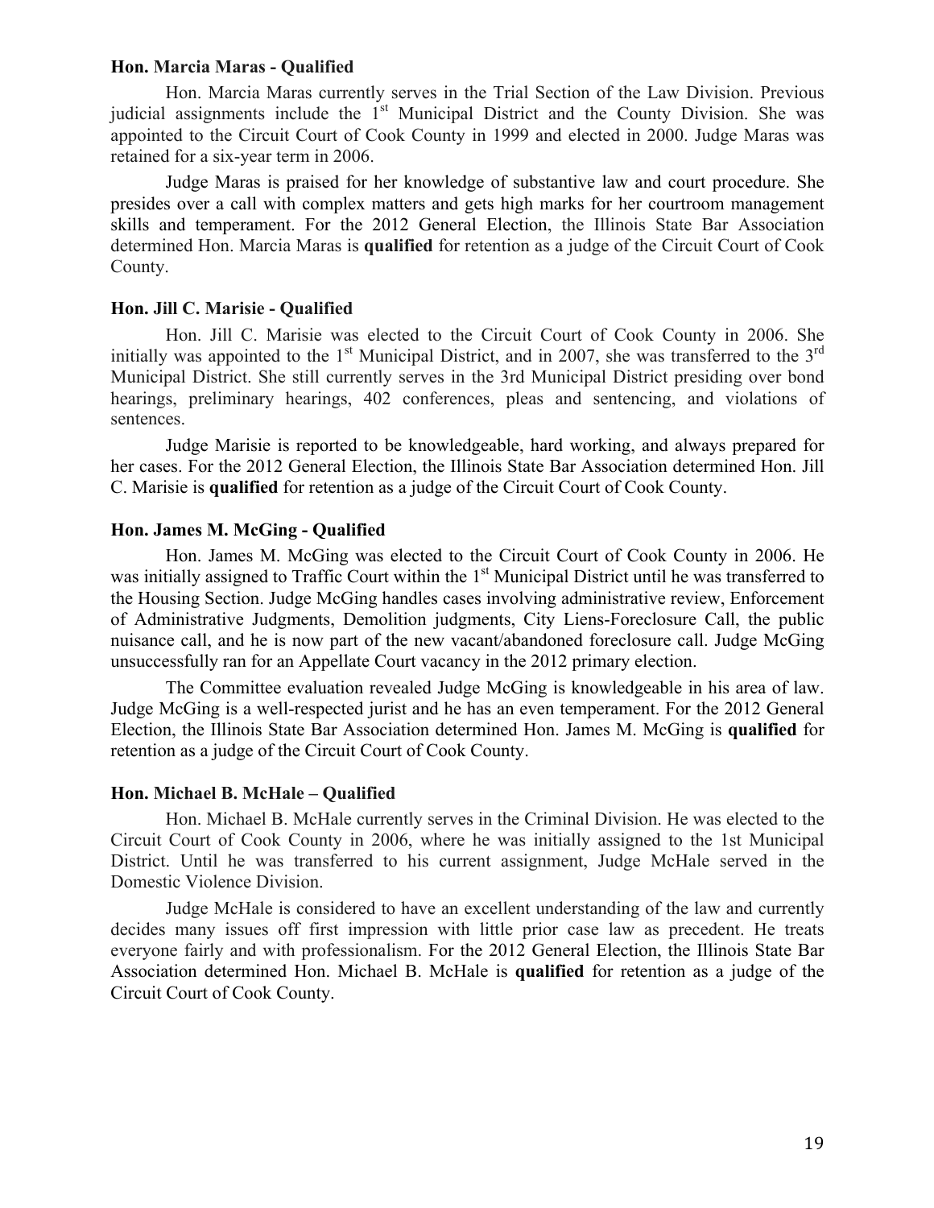### Hon. Marcia Maras - Qualified

Hon. Marcia Maras currently serves in the Trial Section of the Law Division. Previous judicial assignments include the 1st Municipal District and the County Division. She was appointed to the Circuit Court of Cook County in 1999 and elected in 2000. Judge Maras was retained for a six-year term in 2006.

Judge Maras is praised for her knowledge of substantive law and court procedure. She presides over a call with complex matters and gets high marks for her courtroom management skills and temperament. For the 2012 General Election, the Illinois State Bar Association determined Hon. Marcia Maras is **qualified** for retention as a judge of the Circuit Court of Cook County.

### Hon. Jill C. Marisie - Qualified

Hon. Jill C. Marisie was elected to the Circuit Court of Cook County in 2006. She initially was appointed to the 1st Municipal District, and in 2007, she was transferred to the 3rd Municipal District. She still currently serves in the 3rd Municipal District presiding over bond hearings, preliminary hearings, 402 conferences, pleas and sentencing, and violations of sentences.

Judge Marisie is reported to be knowledgeable, hard working, and always prepared for her cases. For the 2012 General Election, the Illinois State Bar Association determined Hon. Jill C. Marisie is **qualified** for retention as a judge of the Circuit Court of Cook County.

### Hon. James M. McGing - Qualified

Hon. James M. McGing was elected to the Circuit Court of Cook County in 2006. He was initially assigned to Traffic Court within the 1st Municipal District until he was transferred to the Housing Section. Judge McGing handles cases involving administrative review, Enforcement of Administrative Judgments, Demolition judgments, City Liens-Foreclosure Call, the public nuisance call, and he is now part of the new vacant/abandoned foreclosure call. Judge McGing unsuccessfully ran for an Appellate Court vacancy in the 2012 primary election.

The Committee evaluation revealed Judge McGing is knowledgeable in his area of law. Judge McGing is a well-respected jurist and he has an even temperament. For the 2012 General Election, the Illinois State Bar Association determined Hon. James M. McGing is **qualified** for retention as a judge of the Circuit Court of Cook County.

### Hon. Michael B. McHale – Qualified

Hon. Michael B. McHale currently serves in the Criminal Division. He was elected to the Circuit Court of Cook County in 2006, where he was initially assigned to the 1st Municipal District. Until he was transferred to his current assignment, Judge McHale served in the Domestic Violence Division.

Judge McHale is considered to have an excellent understanding of the law and currently decides many issues off first impression with little prior case law as precedent. He treats everyone fairly and with professionalism. For the 2012 General Election, the Illinois State Bar Association determined Hon. Michael B. McHale is **qualified** for retention as a judge of the Circuit Court of Cook County.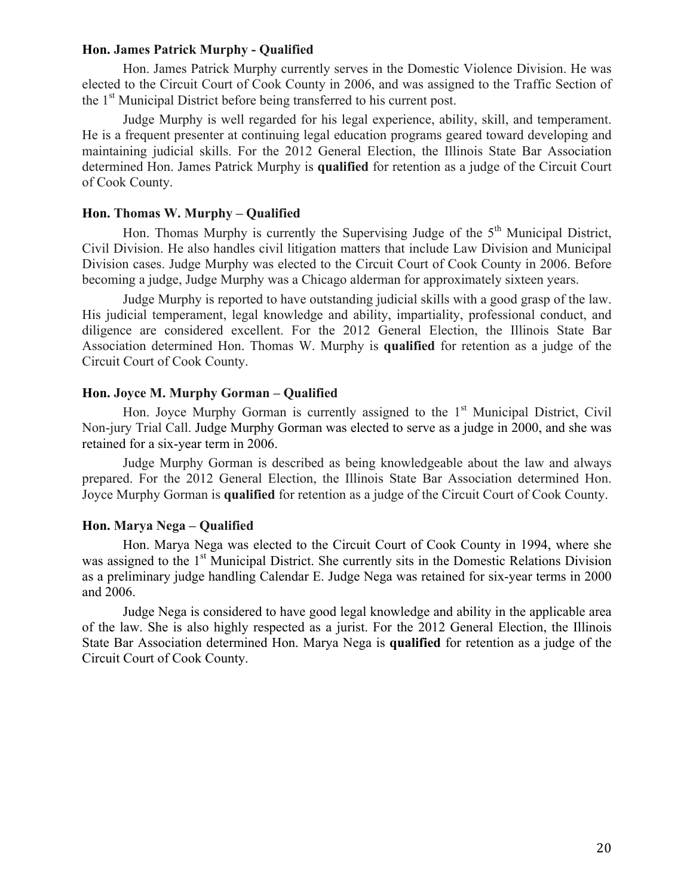**Hon. James Patrick Murphy - Qualified**

Hon. James Patrick Murphy currently serves in the Domestic Violence Division. He was elected to the Circuit Court of Cook County in 2006, and was assigned to the Traffic Section of the 1st Municipal District before being transferred to his current post.

Judge Murphy is well regarded for his legal experience, ability, skill, and temperament. He is a frequent presenter at continuing legal education programs geared toward developing and maintaining judicial skills. For the 2012 General Election, the Illinois State Bar Association determined Hon. James Patrick Murphy is **qualified** for retention as a judge of the Circuit Court of Cook County.

**Hon. Thomas W. Murphy – Qualified**

Hon. Thomas Murphy is currently the Supervising Judge of the 5th Municipal District, Civil Division. He also handles civil litigation matters that include Law Division and Municipal Division cases. Judge Murphy was elected to the Circuit Court of Cook County in 2006. Before becoming a judge, Judge Murphy was a Chicago alderman for approximately sixteen years.

Judge Murphy is reported to have outstanding judicial skills with a good grasp of the law. His judicial temperament, legal knowledge and ability, impartiality, professional conduct, and diligence are considered excellent. For the 2012 General Election, the Illinois State Bar Association determined Hon. Thomas W. Murphy is **qualified** for retention as a judge of the Circuit Court of Cook County.

**Hon. Joyce M. Murphy Gorman – Qualified**

Hon. Joyce Murphy Gorman is currently assigned to the 1st Municipal District, Civil Non-jury Trial Call. Judge Murphy Gorman was elected to serve as a judge in 2000, and she was retained for a six-year term in 2006.

Judge Murphy Gorman is described as being knowledgeable about the law and always prepared. For the 2012 General Election, the Illinois State Bar Association determined Hon. Joyce Murphy Gorman is **qualified** for retention as a judge of the Circuit Court of Cook County.

**Hon. Marya Nega – Qualified**

Hon. Marya Nega was elected to the Circuit Court of Cook County in 1994, where she was assigned to the 1st Municipal District. She currently sits in the Domestic Relations Division as a preliminary judge handling Calendar E. Judge Nega was retained for six-year terms in 2000 and 2006.

Judge Nega is considered to have good legal knowledge and ability in the applicable area of the law. She is also highly respected as a jurist. For the 2012 General Election, the Illinois State Bar Association determined Hon. Marya Nega is **qualified** for retention as a judge of the Circuit Court of Cook County.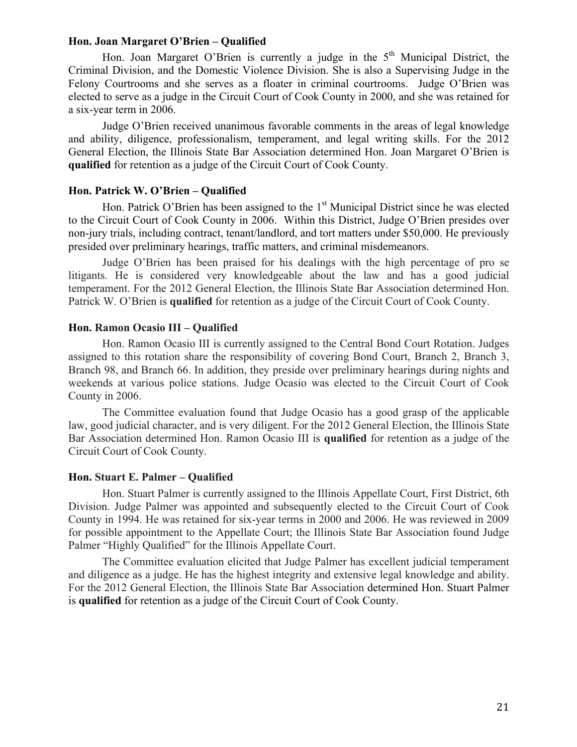**Hon. Joan Margaret O'Brien – Qualified**

Hon. Joan Margaret O'Brien is currently a judge in the 5th Municipal District, the Criminal Division, and the Domestic Violence Division. She is also a Supervising Judge in the Felony Courtrooms and she serves as a floater in criminal courtrooms. Judge O'Brien was elected to serve as a judge in the Circuit Court of Cook County in 2000, and she was retained for a six-year term in 2006.

Judge O'Brien received unanimous favorable comments in the areas of legal knowledge and ability, diligence, professionalism, temperament, and legal writing skills. For the 2012 General Election, the Illinois State Bar Association determined Hon. Joan Margaret O'Brien is **qualified** for retention as a judge of the Circuit Court of Cook County.

**Hon. Patrick W. O'Brien – Qualified**

Hon. Patrick O'Brien has been assigned to the 1st Municipal District since he was elected to the Circuit Court of Cook County in 2006. Within this District, Judge O'Brien presides over non-jury trials, including contract, tenant/landlord, and tort matters under $50,000. He previously presided over preliminary hearings, traffic matters, and criminal misdemeanors.

Judge O'Brien has been praised for his dealings with the high percentage of pro se litigants. He is considered very knowledgeable about the law and has a good judicial temperament. For the 2012 General Election, the Illinois State Bar Association determined Hon. Patrick W. O'Brien is **qualified** for retention as a judge of the Circuit Court of Cook County.

**Hon. Ramon Ocasio III – Qualified**

Hon. Ramon Ocasio III is currently assigned to the Central Bond Court Rotation. Judges assigned to this rotation share the responsibility of covering Bond Court, Branch 2, Branch 3, Branch 98, and Branch 66. In addition, they preside over preliminary hearings during nights and weekends at various police stations. Judge Ocasio was elected to the Circuit Court of Cook County in 2006.

The Committee evaluation found that Judge Ocasio has a good grasp of the applicable law, good judicial character, and is very diligent. For the 2012 General Election, the Illinois State Bar Association determined Hon. Ramon Ocasio III is **qualified** for retention as a judge of the Circuit Court of Cook County.

**Hon. Stuart E. Palmer – Qualified**

Hon. Stuart Palmer is currently assigned to the Illinois Appellate Court, First District, 6th Division. Judge Palmer was appointed and subsequently elected to the Circuit Court of Cook County in 1994. He was retained for six-year terms in 2000 and 2006. He was reviewed in 2009 for possible appointment to the Appellate Court; the Illinois State Bar Association found Judge Palmer "Highly Qualified" for the Illinois Appellate Court.

The Committee evaluation elicited that Judge Palmer has excellent judicial temperament and diligence as a judge. He has the highest integrity and extensive legal knowledge and ability. For the 2012 General Election, the Illinois State Bar Association determined Hon. Stuart Palmer is **qualified** for retention as a judge of the Circuit Court of Cook County.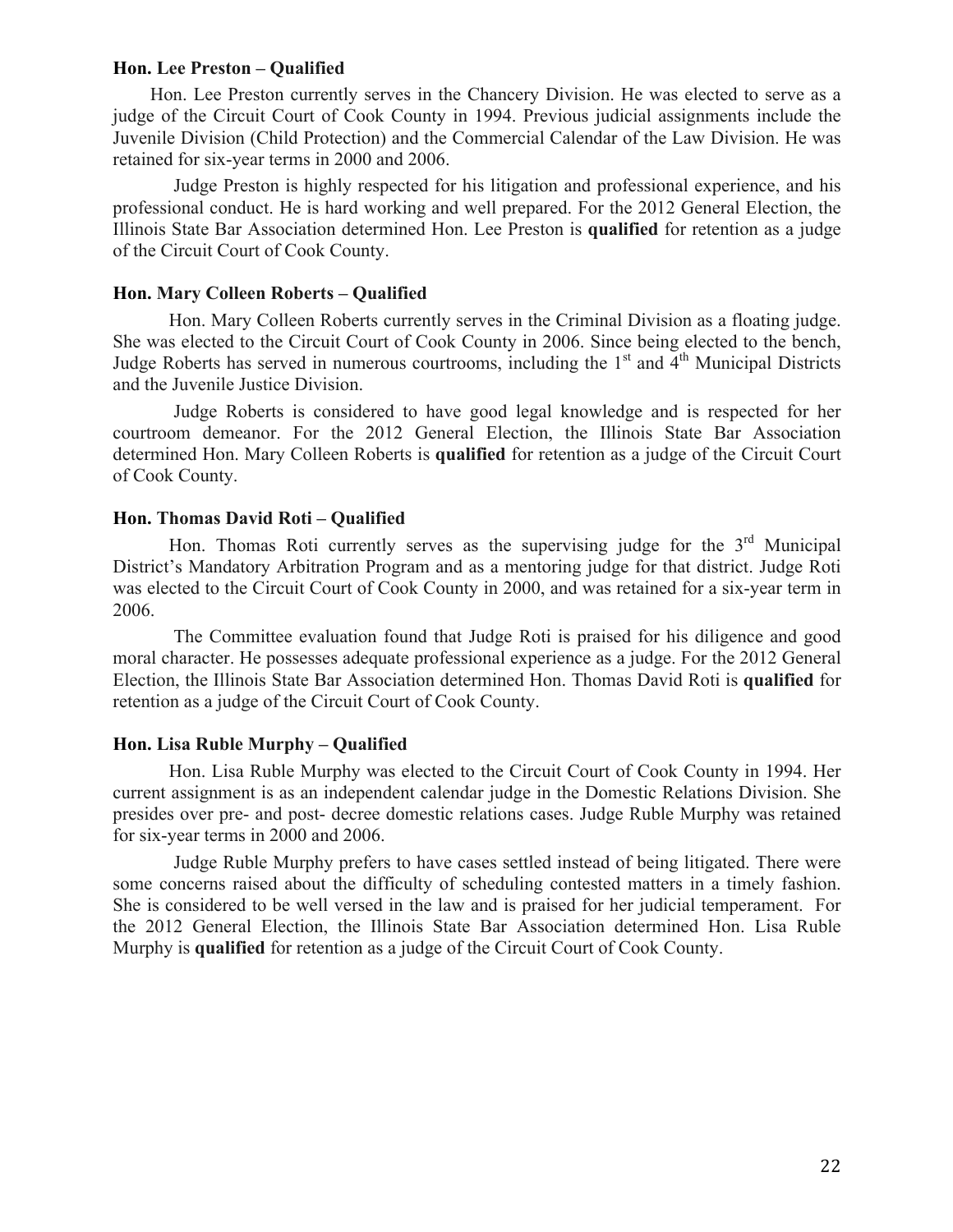**Hon. Lee Preston – Qualified**

Hon. Lee Preston currently serves in the Chancery Division. He was elected to serve as a judge of the Circuit Court of Cook County in 1994. Previous judicial assignments include the Juvenile Division (Child Protection) and the Commercial Calendar of the Law Division. He was retained for six-year terms in 2000 and 2006.

Judge Preston is highly respected for his litigation and professional experience, and his professional conduct. He is hard working and well prepared. For the 2012 General Election, the Illinois State Bar Association determined Hon. Lee Preston is **qualified** for retention as a judge of the Circuit Court of Cook County.

**Hon. Mary Colleen Roberts – Qualified**

Hon. Mary Colleen Roberts currently serves in the Criminal Division as a floating judge. She was elected to the Circuit Court of Cook County in 2006. Since being elected to the bench, Judge Roberts has served in numerous courtrooms, including the 1st and 4th Municipal Districts and the Juvenile Justice Division.

Judge Roberts is considered to have good legal knowledge and is respected for her courtroom demeanor. For the 2012 General Election, the Illinois State Bar Association determined Hon. Mary Colleen Roberts is **qualified** for retention as a judge of the Circuit Court of Cook County.

**Hon. Thomas David Roti – Qualified**

Hon. Thomas Roti currently serves as the supervising judge for the 3rd Municipal District's Mandatory Arbitration Program and as a mentoring judge for that district. Judge Roti was elected to the Circuit Court of Cook County in 2000, and was retained for a six-year term in 2006.

The Committee evaluation found that Judge Roti is praised for his diligence and good moral character. He possesses adequate professional experience as a judge. For the 2012 General Election, the Illinois State Bar Association determined Hon. Thomas David Roti is **qualified** for retention as a judge of the Circuit Court of Cook County.

**Hon. Lisa Ruble Murphy – Qualified**

Hon. Lisa Ruble Murphy was elected to the Circuit Court of Cook County in 1994. Her current assignment is as an independent calendar judge in the Domestic Relations Division. She presides over pre- and post- decree domestic relations cases. Judge Ruble Murphy was retained for six-year terms in 2000 and 2006.

Judge Ruble Murphy prefers to have cases settled instead of being litigated. There were some concerns raised about the difficulty of scheduling contested matters in a timely fashion. She is considered to be well versed in the law and is praised for her judicial temperament. For the 2012 General Election, the Illinois State Bar Association determined Hon. Lisa Ruble Murphy is **qualified** for retention as a judge of the Circuit Court of Cook County.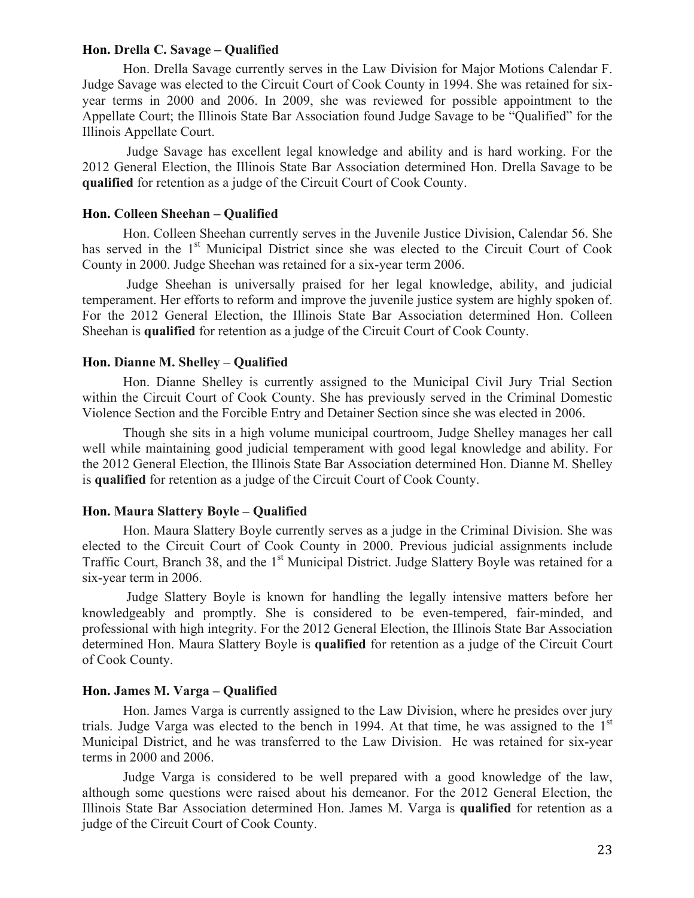**Hon. Drella C. Savage – Qualified**

Hon. Drella Savage currently serves in the Law Division for Major Motions Calendar F. Judge Savage was elected to the Circuit Court of Cook County in 1994. She was retained for six-year terms in 2000 and 2006. In 2009, she was reviewed for possible appointment to the Appellate Court; the Illinois State Bar Association found Judge Savage to be "Qualified" for the Illinois Appellate Court.

Judge Savage has excellent legal knowledge and ability and is hard working. For the 2012 General Election, the Illinois State Bar Association determined Hon. Drella Savage to be **qualified** for retention as a judge of the Circuit Court of Cook County.

**Hon. Colleen Sheehan – Qualified**

Hon. Colleen Sheehan currently serves in the Juvenile Justice Division, Calendar 56. She has served in the 1st Municipal District since she was elected to the Circuit Court of Cook County in 2000. Judge Sheehan was retained for a six-year term 2006.

Judge Sheehan is universally praised for her legal knowledge, ability, and judicial temperament. Her efforts to reform and improve the juvenile justice system are highly spoken of. For the 2012 General Election, the Illinois State Bar Association determined Hon. Colleen Sheehan is **qualified** for retention as a judge of the Circuit Court of Cook County.

**Hon. Dianne M. Shelley – Qualified**

Hon. Dianne Shelley is currently assigned to the Municipal Civil Jury Trial Section within the Circuit Court of Cook County. She has previously served in the Criminal Domestic Violence Section and the Forcible Entry and Detainer Section since she was elected in 2006.

Though she sits in a high volume municipal courtroom, Judge Shelley manages her call well while maintaining good judicial temperament with good legal knowledge and ability. For the 2012 General Election, the Illinois State Bar Association determined Hon. Dianne M. Shelley is **qualified** for retention as a judge of the Circuit Court of Cook County.

**Hon. Maura Slattery Boyle – Qualified**

Hon. Maura Slattery Boyle currently serves as a judge in the Criminal Division. She was elected to the Circuit Court of Cook County in 2000. Previous judicial assignments include Traffic Court, Branch 38, and the 1st Municipal District. Judge Slattery Boyle was retained for a six-year term in 2006.

Judge Slattery Boyle is known for handling the legally intensive matters before her knowledgeably and promptly. She is considered to be even-tempered, fair-minded, and professional with high integrity. For the 2012 General Election, the Illinois State Bar Association determined Hon. Maura Slattery Boyle is **qualified** for retention as a judge of the Circuit Court of Cook County.

**Hon. James M. Varga – Qualified**

Hon. James Varga is currently assigned to the Law Division, where he presides over jury trials. Judge Varga was elected to the bench in 1994. At that time, he was assigned to the 1st Municipal District, and he was transferred to the Law Division. He was retained for six-year terms in 2000 and 2006.

Judge Varga is considered to be well prepared with a good knowledge of the law, although some questions were raised about his demeanor. For the 2012 General Election, the Illinois State Bar Association determined Hon. James M. Varga is **qualified** for retention as a judge of the Circuit Court of Cook County.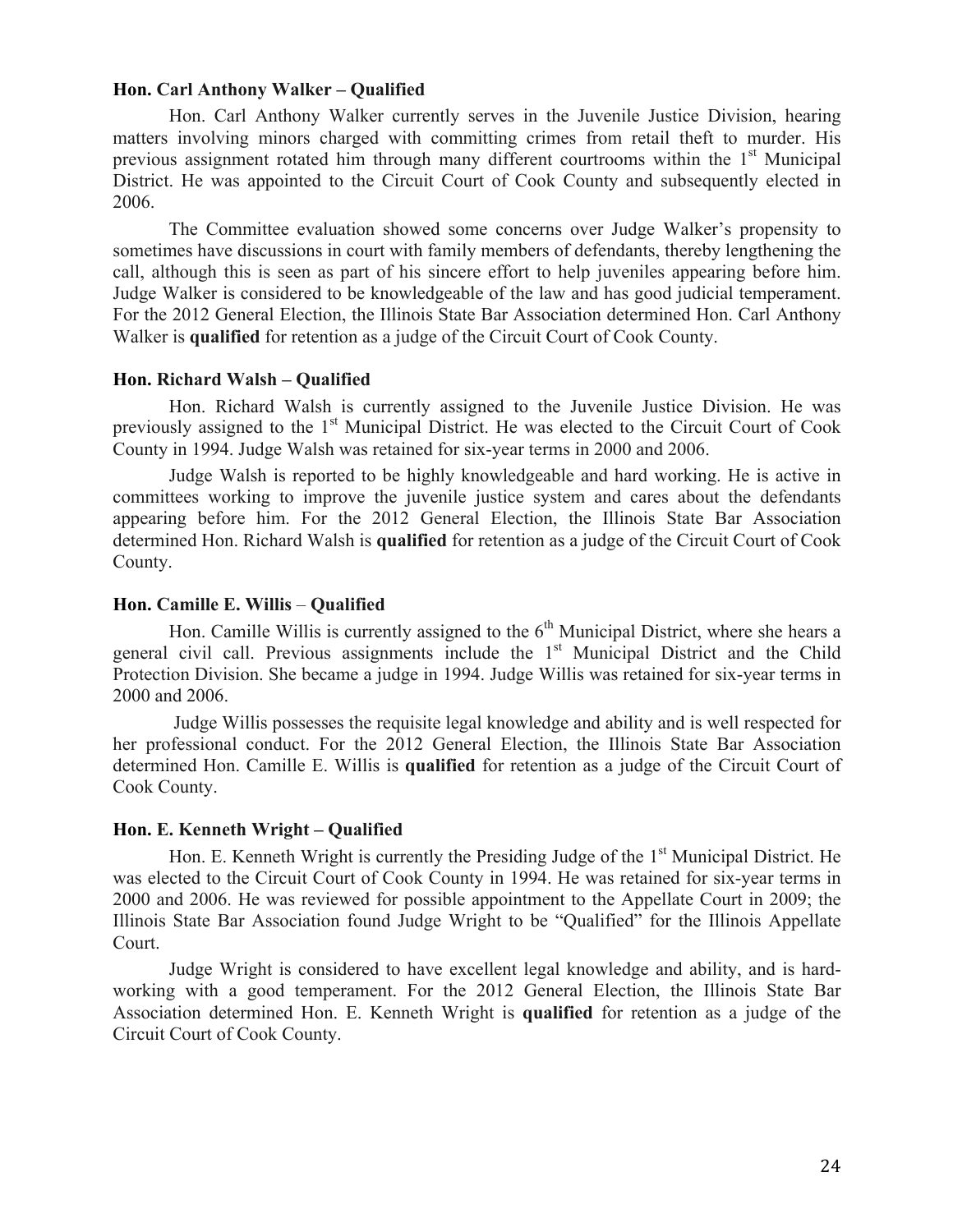**Hon. Carl Anthony Walker – Qualified**

Hon. Carl Anthony Walker currently serves in the Juvenile Justice Division, hearing matters involving minors charged with committing crimes from retail theft to murder. His previous assignment rotated him through many different courtrooms within the 1st Municipal District. He was appointed to the Circuit Court of Cook County and subsequently elected in 2006.

The Committee evaluation showed some concerns over Judge Walker's propensity to sometimes have discussions in court with family members of defendants, thereby lengthening the call, although this is seen as part of his sincere effort to help juveniles appearing before him. Judge Walker is considered to be knowledgeable of the law and has good judicial temperament. For the 2012 General Election, the Illinois State Bar Association determined Hon. Carl Anthony Walker is **qualified** for retention as a judge of the Circuit Court of Cook County.

**Hon. Richard Walsh – Qualified**

Hon. Richard Walsh is currently assigned to the Juvenile Justice Division. He was previously assigned to the 1st Municipal District. He was elected to the Circuit Court of Cook County in 1994. Judge Walsh was retained for six-year terms in 2000 and 2006.

Judge Walsh is reported to be highly knowledgeable and hard working. He is active in committees working to improve the juvenile justice system and cares about the defendants appearing before him. For the 2012 General Election, the Illinois State Bar Association determined Hon. Richard Walsh is **qualified** for retention as a judge of the Circuit Court of Cook County.

**Hon. Camille E. Willis – Qualified**

Hon. Camille Willis is currently assigned to the 6th Municipal District, where she hears a general civil call. Previous assignments include the 1st Municipal District and the Child Protection Division. She became a judge in 1994. Judge Willis was retained for six-year terms in 2000 and 2006.

Judge Willis possesses the requisite legal knowledge and ability and is well respected for her professional conduct. For the 2012 General Election, the Illinois State Bar Association determined Hon. Camille E. Willis is **qualified** for retention as a judge of the Circuit Court of Cook County.

**Hon. E. Kenneth Wright – Qualified**

Hon. E. Kenneth Wright is currently the Presiding Judge of the 1st Municipal District. He was elected to the Circuit Court of Cook County in 1994. He was retained for six-year terms in 2000 and 2006. He was reviewed for possible appointment to the Appellate Court in 2009; the Illinois State Bar Association found Judge Wright to be "Qualified" for the Illinois Appellate Court.

Judge Wright is considered to have excellent legal knowledge and ability, and is hard-working with a good temperament. For the 2012 General Election, the Illinois State Bar Association determined Hon. E. Kenneth Wright is **qualified** for retention as a judge of the Circuit Court of Cook County.